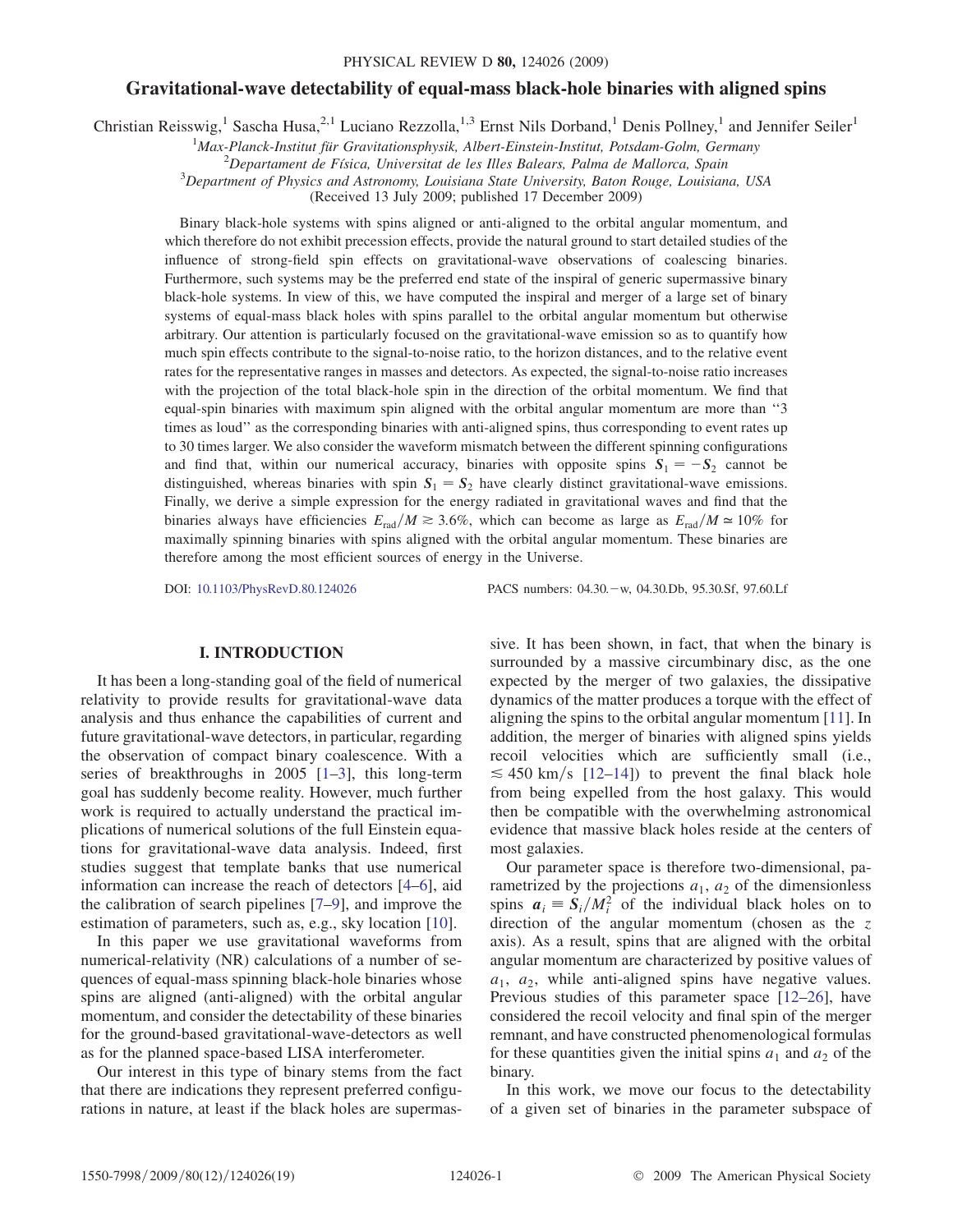# Gravitational-wave detectability of equal-mass black-hole binaries with aligned spins

Christian Reisswig,[1] Sascha Husa,[2,1] Luciano Rezzolla,[1,3] Ernst Nils Dorband,[1] Denis Pollney,[1] and Jennifer Seiler[1]

[1]*Max-Planck-Institut für Gravitationsphysik, Albert-Einstein-Institut, Potsdam-Golm, Germany*

[2]*Departament de Física, Universitat de les Illes Balears, Palma de Mallorca, Spain*

[3]*Department of Physics and Astronomy, Louisiana State University, Baton Rouge, Louisiana, USA*

(Received 13 July 2009; published 17 December 2009)

Binary black-hole systems with spins aligned or anti-aligned to the orbital angular momentum, and which therefore do not exhibit precession effects, provide the natural ground to start detailed studies of the influence of strong-field spin effects on gravitational-wave observations of coalescing binaries. Furthermore, such systems may be the preferred end state of the inspiral of generic supermassive binary black-hole systems. In view of this, we have computed the inspiral and merger of a large set of binary systems of equal-mass black holes with spins parallel to the orbital angular momentum but otherwise arbitrary. Our attention is particularly focused on the gravitational-wave emission so as to quantify how much spin effects contribute to the signal-to-noise ratio, to the horizon distances, and to the relative event rates for the representative ranges in masses and detectors. As expected, the signal-to-noise ratio increases with the projection of the total black-hole spin in the direction of the orbital momentum. We find that equal-spin binaries with maximum spin aligned with the orbital angular momentum are more than "3 times as loud" as the corresponding binaries with anti-aligned spins, thus corresponding to event rates up to 30 times larger. We also consider the waveform mismatch between the different spinning configurations and find that, within our numerical accuracy, binaries with opposite spins $\boldsymbol{S}_1 = -\boldsymbol{S}_2$ cannot be distinguished, whereas binaries with spin $\boldsymbol{S}_1 = \boldsymbol{S}_2$ have clearly distinct gravitational-wave emissions. Finally, we derive a simple expression for the energy radiated in gravitational waves and find that the binaries always have efficiencies $E_{\rm rad}/M \gtrsim 3.6\%$, which can become as large as $E_{\rm rad}/M \simeq 10\%$ for maximally spinning binaries with spins aligned with the orbital angular momentum. These binaries are therefore among the most efficient sources of energy in the Universe.

DOI: 10.1103/PhysRevD.80.124026 PACS numbers: 04.30.−w, 04.30.Db, 95.30.Sf, 97.60.Lf

## I. INTRODUCTION

It has been a long-standing goal of the field of numerical relativity to provide results for gravitational-wave data analysis and thus enhance the capabilities of current and future gravitational-wave detectors, in particular, regarding the observation of compact binary coalescence. With a series of breakthroughs in 2005 [1–3], this long-term goal has suddenly become reality. However, much further work is required to actually understand the practical implications of numerical solutions of the full Einstein equations for gravitational-wave data analysis. Indeed, first studies suggest that template banks that use numerical information can increase the reach of detectors [4–6], aid the calibration of search pipelines [7–9], and improve the estimation of parameters, such as, e.g., sky location [10].

In this paper we use gravitational waveforms from numerical-relativity (NR) calculations of a number of sequences of equal-mass spinning black-hole binaries whose spins are aligned (anti-aligned) with the orbital angular momentum, and consider the detectability of these binaries for the ground-based gravitational-wave-detectors as well as for the planned space-based LISA interferometer.

Our interest in this type of binary stems from the fact that there are indications they represent preferred configurations in nature, at least if the black holes are supermassive. It has been shown, in fact, that when the binary is surrounded by a massive circumbinary disc, as the one expected by the merger of two galaxies, the dissipative dynamics of the matter produces a torque with the effect of aligning the spins to the orbital angular momentum [11]. In addition, the merger of binaries with aligned spins yields recoil velocities which are sufficiently small (i.e., $\lesssim 450$ km/s [12–14]) to prevent the final black hole from being expelled from the host galaxy. This would then be compatible with the overwhelming astronomical evidence that massive black holes reside at the centers of most galaxies.

Our parameter space is therefore two-dimensional, parametrized by the projections $a_1$, $a_2$ of the dimensionless spins $\boldsymbol{a}_i \equiv \boldsymbol{S}_i/M_i^2$ of the individual black holes on to direction of the angular momentum (chosen as the $z$ axis). As a result, spins that are aligned with the orbital angular momentum are characterized by positive values of $a_1$, $a_2$, while anti-aligned spins have negative values. Previous studies of this parameter space [12–26], have considered the recoil velocity and final spin of the merger remnant, and have constructed phenomenological formulas for these quantities given the initial spins $a_1$ and $a_2$ of the binary.

In this work, we move our focus to the detectability of a given set of binaries in the parameter subspace of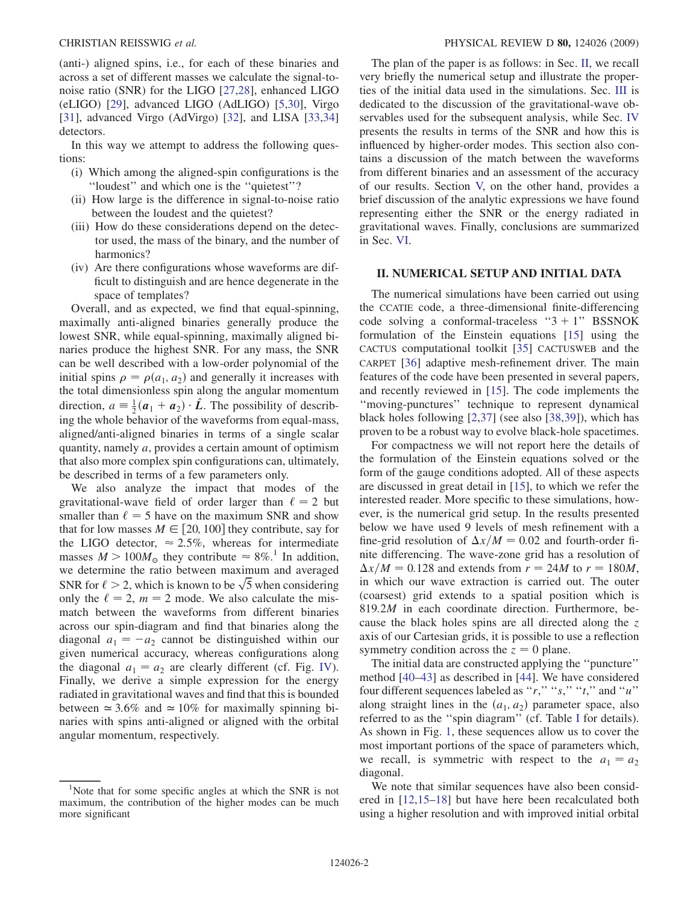(anti-) aligned spins, i.e., for each of these binaries and across a set of different masses we calculate the signal-to-noise ratio (SNR) for the LIGO [27,28], enhanced LIGO (eLIGO) [29], advanced LIGO (AdLIGO) [5,30], Virgo [31], advanced Virgo (AdVirgo) [32], and LISA [33,34] detectors.

In this way we attempt to address the following questions:

(i) Which among the aligned-spin configurations is the "loudest" and which one is the "quietest"?
(ii) How large is the difference in signal-to-noise ratio between the loudest and the quietest?
(iii) How do these considerations depend on the detector used, the mass of the binary, and the number of harmonics?
(iv) Are there configurations whose waveforms are difficult to distinguish and are hence degenerate in the space of templates?

Overall, and as expected, we find that equal-spinning, maximally anti-aligned binaries generally produce the lowest SNR, while equal-spinning, maximally aligned binaries produce the highest SNR. For any mass, the SNR can be well described with a low-order polynomial of the initial spins $\rho = \rho(a_1, a_2)$ and generally it increases with the total dimensionless spin along the angular momentum direction, $a \equiv \frac{1}{2}(\boldsymbol{a}_1 + \boldsymbol{a}_2) \cdot \hat{\boldsymbol{L}}$. The possibility of describing the whole behavior of the waveforms from equal-mass, aligned/anti-aligned binaries in terms of a single scalar quantity, namely $a$, provides a certain amount of optimism that also more complex spin configurations can, ultimately, be described in terms of a few parameters only.

We also analyze the impact that modes of the gravitational-wave field of order larger than $\ell = 2$ but smaller than $\ell = 5$ have on the maximum SNR and show that for low masses $M \in [20, 100]$ they contribute, say for the LIGO detector, $\approx 2.5\%$, whereas for intermediate masses $M > 100 M_\odot$ they contribute $\approx 8\%$.[1] In addition, we determine the ratio between maximum and averaged SNR for $\ell > 2$, which is known to be $\sqrt{5}$ when considering only the $\ell = 2$, $m = 2$ mode. We also calculate the mismatch between the waveforms from different binaries across our spin-diagram and find that binaries along the diagonal $a_1 = -a_2$ cannot be distinguished within our given numerical accuracy, whereas configurations along the diagonal $a_1 = a_2$ are clearly different (cf. Fig. IV). Finally, we derive a simple expression for the energy radiated in gravitational waves and find that this is bounded between $\simeq 3.6\%$ and $\simeq 10\%$ for maximally spinning binaries with spins anti-aligned or aligned with the orbital angular momentum, respectively.

[1] Note that for some specific angles at which the SNR is not maximum, the contribution of the higher modes can be much more significant

The plan of the paper is as follows: in Sec. II, we recall very briefly the numerical setup and illustrate the properties of the initial data used in the simulations. Sec. III is dedicated to the discussion of the gravitational-wave observables used for the subsequent analysis, while Sec. IV presents the results in terms of the SNR and how this is influenced by higher-order modes. This section also contains a discussion of the match between the waveforms from different binaries and an assessment of the accuracy of our results. Section V, on the other hand, provides a brief discussion of the analytic expressions we have found representing either the SNR or the energy radiated in gravitational waves. Finally, conclusions are summarized in Sec. VI.

## II. NUMERICAL SETUP AND INITIAL DATA

The numerical simulations have been carried out using the CCATIE code, a three-dimensional finite-differencing code solving a conformal-traceless "3 + 1" BSSNOK formulation of the Einstein equations [15] using the CACTUS computational toolkit [35] CACTUSWEB and the CARPET [36] adaptive mesh-refinement driver. The main features of the code have been presented in several papers, and recently reviewed in [15]. The code implements the "moving-punctures" technique to represent dynamical black holes following [2,37] (see also [38,39]), which has proven to be a robust way to evolve black-hole spacetimes.

For compactness we will not report here the details of the formulation of the Einstein equations solved or the form of the gauge conditions adopted. All of these aspects are discussed in great detail in [15], to which we refer the interested reader. More specific to these simulations, however, is the numerical grid setup. In the results presented below we have used 9 levels of mesh refinement with a fine-grid resolution of $\Delta x/M = 0.02$ and fourth-order finite differencing. The wave-zone grid has a resolution of $\Delta x/M = 0.128$ and extends from $r = 24M$ to $r = 180M$, in which our wave extraction is carried out. The outer (coarsest) grid extends to a spatial position which is $819.2M$ in each coordinate direction. Furthermore, because the black holes spins are all directed along the $z$ axis of our Cartesian grids, it is possible to use a reflection symmetry condition across the $z = 0$ plane.

The initial data are constructed applying the "puncture" method [40–43] as described in [44]. We have considered four different sequences labeled as "$r$," "$s$," "$t$," and "$u$" along straight lines in the $(a_1, a_2)$ parameter space, also referred to as the "spin diagram" (cf. Table I for details). As shown in Fig. 1, these sequences allow us to cover the most important portions of the space of parameters which, we recall, is symmetric with respect to the $a_1 = a_2$ diagonal.

We note that similar sequences have also been considered in [12,15–18] but have here been recalculated both using a higher resolution and with improved initial orbital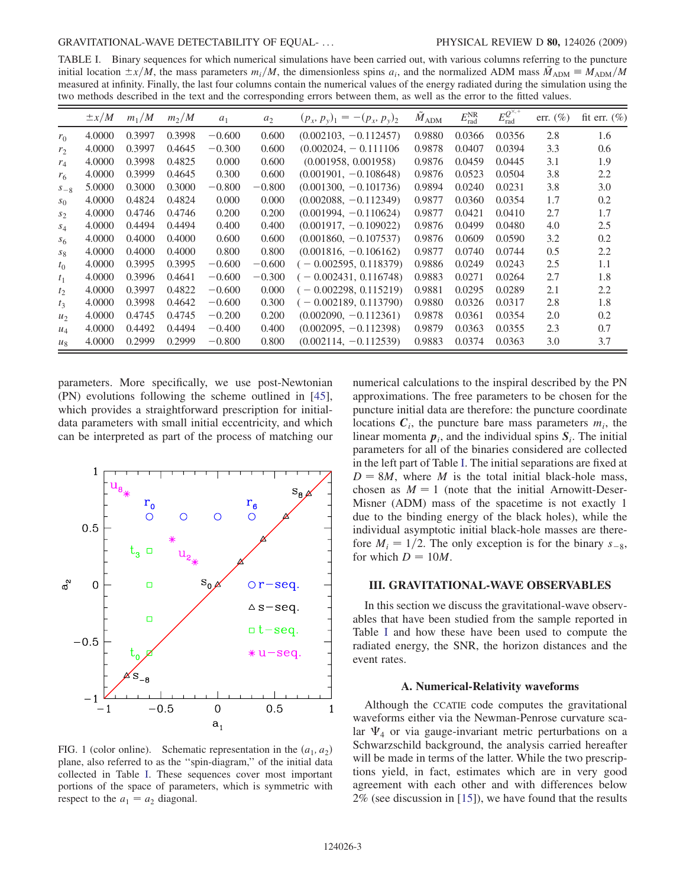TABLE I. Binary sequences for which numerical simulations have been carried out, with various columns referring to the puncture initial location $\pm x/M$, the mass parameters $m_i/M$, the dimensionless spins $a_i$, and the normalized ADM mass $\tilde{M}_{\rm ADM} \equiv M_{\rm ADM}/M$ measured at infinity. Finally, the last four columns contain the numerical values of the energy radiated during the simulation using the two methods described in the text and the corresponding errors between them, as well as the error to the fitted values.

| | $\pm x/M$ | $m_1/M$ | $m_2/M$ | $a_1$ | $a_2$ | $(p_x, p_y)_1 = -(p_x, p_y)_2$ | $\tilde{M}_{\rm ADM}$ | $E^{\rm NR}_{\rm rad}$ | $E^{Q^{\times,+}}_{\rm rad}$ | err. (%) | fit err. (%) |
|---|---|---|---|---|---|---|---|---|---|---|---|
| $r_0$ | 4.0000 | 0.3997 | 0.3998 | $-0.600$ | 0.600 | $(0.002103, -0.112457)$ | 0.9880 | 0.0366 | 0.0356 | 2.8 | 1.6 |
| $r_2$ | 4.0000 | 0.3997 | 0.4645 | $-0.300$ | 0.600 | $(0.002024, -0.111106$ | 0.9878 | 0.0407 | 0.0394 | 3.3 | 0.6 |
| $r_4$ | 4.0000 | 0.3998 | 0.4825 | 0.000 | 0.600 | $(0.001958, 0.001958)$ | 0.9876 | 0.0459 | 0.0445 | 3.1 | 1.9 |
| $r_6$ | 4.0000 | 0.3999 | 0.4645 | 0.300 | 0.600 | $(0.001901, -0.108648)$ | 0.9876 | 0.0523 | 0.0504 | 3.8 | 2.2 |
| $s_{-8}$ | 5.0000 | 0.3000 | 0.3000 | $-0.800$ | $-0.800$ | $(0.001300, -0.101736)$ | 0.9894 | 0.0240 | 0.0231 | 3.8 | 3.0 |
| $s_0$ | 4.0000 | 0.4824 | 0.4824 | 0.000 | 0.000 | $(0.002088, -0.112349)$ | 0.9877 | 0.0360 | 0.0354 | 1.7 | 0.2 |
| $s_2$ | 4.0000 | 0.4746 | 0.4746 | 0.200 | 0.200 | $(0.001994, -0.110624)$ | 0.9877 | 0.0421 | 0.0410 | 2.7 | 1.7 |
| $s_4$ | 4.0000 | 0.4494 | 0.4494 | 0.400 | 0.400 | $(0.001917, -0.109022)$ | 0.9876 | 0.0499 | 0.0480 | 4.0 | 2.5 |
| $s_6$ | 4.0000 | 0.4000 | 0.4000 | 0.600 | 0.600 | $(0.001860, -0.107537)$ | 0.9876 | 0.0609 | 0.0590 | 3.2 | 0.2 |
| $s_8$ | 4.0000 | 0.4000 | 0.4000 | 0.800 | 0.800 | $(0.001816, -0.106162)$ | 0.9877 | 0.0740 | 0.0744 | 0.5 | 2.2 |
| $t_0$ | 4.0000 | 0.3995 | 0.3995 | $-0.600$ | $-0.600$ | $(-0.002595, 0.118379)$ | 0.9886 | 0.0249 | 0.0243 | 2.5 | 1.1 |
| $t_1$ | 4.0000 | 0.3996 | 0.4641 | $-0.600$ | $-0.300$ | $(-0.002431, 0.116748)$ | 0.9883 | 0.0271 | 0.0264 | 2.7 | 1.8 |
| $t_2$ | 4.0000 | 0.3997 | 0.4822 | $-0.600$ | 0.000 | $(-0.002298, 0.115219)$ | 0.9881 | 0.0295 | 0.0289 | 2.1 | 2.2 |
| $t_3$ | 4.0000 | 0.3998 | 0.4642 | $-0.600$ | 0.300 | $(-0.002189, 0.113790)$ | 0.9880 | 0.0326 | 0.0317 | 2.8 | 1.8 |
| $u_2$ | 4.0000 | 0.4745 | 0.4745 | $-0.200$ | 0.200 | $(0.002090, -0.112361)$ | 0.9878 | 0.0361 | 0.0354 | 2.0 | 0.2 |
| $u_4$ | 4.0000 | 0.4492 | 0.4494 | $-0.400$ | 0.400 | $(0.002095, -0.112398)$ | 0.9879 | 0.0363 | 0.0355 | 2.3 | 0.7 |
| $u_8$ | 4.0000 | 0.2999 | 0.2999 | $-0.800$ | 0.800 | $(0.002114, -0.112539)$ | 0.9883 | 0.0374 | 0.0363 | 3.0 | 3.7 |

parameters. More specifically, we use post-Newtonian (PN) evolutions following the scheme outlined in [45], which provides a straightforward prescription for initial-data parameters with small initial eccentricity, and which can be interpreted as part of the process of matching our numerical calculations to the inspiral described by the PN approximations. The free parameters to be chosen for the puncture initial data are therefore: the puncture coordinate locations $\boldsymbol{C}_i$, the puncture bare mass parameters $m_i$, the linear momenta $\boldsymbol{p}_i$, and the individual spins $\boldsymbol{S}_i$. The initial parameters for all of the binaries considered are collected in the left part of Table I. The initial separations are fixed at $D = 8M$, where $M$ is the total initial black-hole mass, chosen as $M = 1$ (note that the initial Arnowitt-Deser-Misner (ADM) mass of the spacetime is not exactly 1 due to the binding energy of the black holes), while the individual asymptotic initial black-hole masses are therefore $M_i = 1/2$. The only exception is for the binary $s_{-8}$, for which $D = 10M$.

FIG. 1 (color online). Schematic representation in the $(a_1, a_2)$ plane, also referred to as the "spin-diagram," of the initial data collected in Table I. These sequences cover most important portions of the space of parameters, which is symmetric with respect to the $a_1 = a_2$ diagonal.

## III. GRAVITATIONAL-WAVE OBSERVABLES

In this section we discuss the gravitational-wave observables that have been studied from the sample reported in Table I and how these have been used to compute the radiated energy, the SNR, the horizon distances and the event rates.

### A. Numerical-Relativity waveforms

Although the CCATIE code computes the gravitational waveforms either via the Newman-Penrose curvature scalar $\Psi_4$ or via gauge-invariant metric perturbations on a Schwarzschild background, the analysis carried hereafter will be made in terms of the latter. While the two prescriptions yield, in fact, estimates which are in very good agreement with each other and with differences below 2% (see discussion in [15]), we have found that the results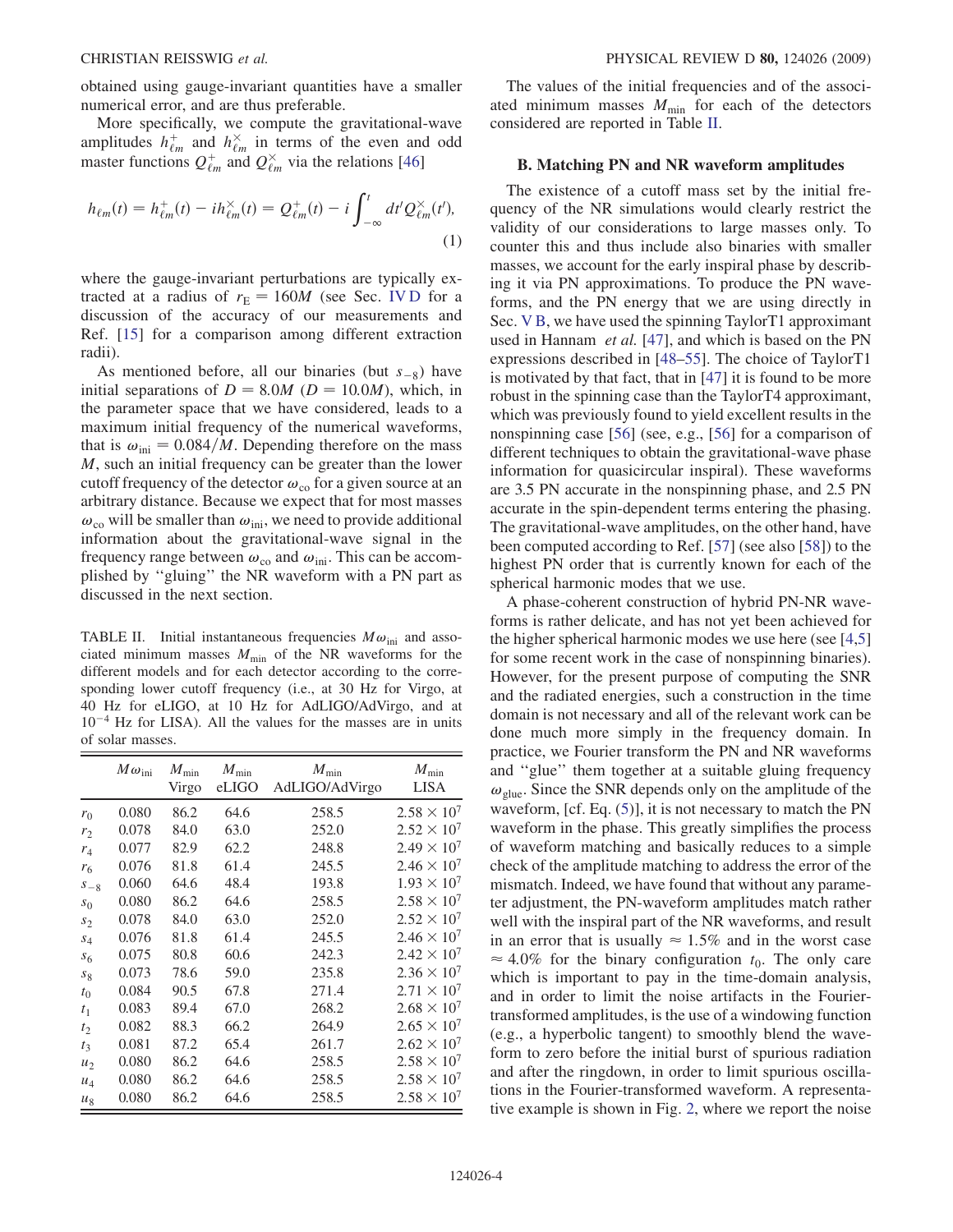obtained using gauge-invariant quantities have a smaller numerical error, and are thus preferable.

More specifically, we compute the gravitational-wave amplitudes $h^{+}_{\ell m}$ and $h^{\times}_{\ell m}$ in terms of the even and odd master functions $Q^{+}_{\ell m}$ and $Q^{\times}_{\ell m}$ via the relations [46]

$$h_{\ell m}(t) = h^{+}_{\ell m}(t) - i h^{\times}_{\ell m}(t) = Q^{+}_{\ell m}(t) - i \int_{-\infty}^{t} dt' Q^{\times}_{\ell m}(t'), \tag{1}$$

where the gauge-invariant perturbations are typically extracted at a radius of $r_{\rm E} = 160M$ (see Sec. IV D for a discussion of the accuracy of our measurements and Ref. [15] for a comparison among different extraction radii).

As mentioned before, all our binaries (but $s_{-8}$) have initial separations of $D = 8.0M$ ($D = 10.0M$), which, in the parameter space that we have considered, leads to a maximum initial frequency of the numerical waveforms, that is $\omega_{\rm ini} = 0.084/M$. Depending therefore on the mass $M$, such an initial frequency can be greater than the lower cutoff frequency of the detector $\omega_{\rm co}$ for a given source at an arbitrary distance. Because we expect that for most masses $\omega_{\rm co}$ will be smaller than $\omega_{\rm ini}$, we need to provide additional information about the gravitational-wave signal in the frequency range between $\omega_{\rm co}$ and $\omega_{\rm ini}$. This can be accomplished by "gluing" the NR waveform with a PN part as discussed in the next section.

TABLE II. Initial instantaneous frequencies $M\omega_{\rm ini}$ and associated minimum masses $M_{\rm min}$ of the NR waveforms for the different models and for each detector according to the corresponding lower cutoff frequency (i.e., at 30 Hz for Virgo, at 40 Hz for eLIGO, at 10 Hz for AdLIGO/AdVirgo, and at $10^{-4}$ Hz for LISA). All the values for the masses are in units of solar masses.

| | $M\omega_{\rm ini}$ | $M_{\rm min}$ Virgo | $M_{\rm min}$ eLIGO | $M_{\rm min}$ AdLIGO/AdVirgo | $M_{\rm min}$ LISA |
|---|---|---|---|---|---|
| $r_0$ | 0.080 | 86.2 | 64.6 | 258.5 | $2.58 \times 10^7$ |
| $r_2$ | 0.078 | 84.0 | 63.0 | 252.0 | $2.52 \times 10^7$ |
| $r_4$ | 0.077 | 82.9 | 62.2 | 248.8 | $2.49 \times 10^7$ |
| $r_6$ | 0.076 | 81.8 | 61.4 | 245.5 | $2.46 \times 10^7$ |
| $s_{-8}$ | 0.060 | 64.6 | 48.4 | 193.8 | $1.93 \times 10^7$ |
| $s_0$ | 0.080 | 86.2 | 64.6 | 258.5 | $2.58 \times 10^7$ |
| $s_2$ | 0.078 | 84.0 | 63.0 | 252.0 | $2.52 \times 10^7$ |
| $s_4$ | 0.076 | 81.8 | 61.4 | 245.5 | $2.46 \times 10^7$ |
| $s_6$ | 0.075 | 80.8 | 60.6 | 242.3 | $2.42 \times 10^7$ |
| $s_8$ | 0.073 | 78.6 | 59.0 | 235.8 | $2.36 \times 10^7$ |
| $t_0$ | 0.084 | 90.5 | 67.8 | 271.4 | $2.71 \times 10^7$ |
| $t_1$ | 0.083 | 89.4 | 67.0 | 268.2 | $2.68 \times 10^7$ |
| $t_2$ | 0.082 | 88.3 | 66.2 | 264.9 | $2.65 \times 10^7$ |
| $t_3$ | 0.081 | 87.2 | 65.4 | 261.7 | $2.62 \times 10^7$ |
| $u_2$ | 0.080 | 86.2 | 64.6 | 258.5 | $2.58 \times 10^7$ |
| $u_4$ | 0.080 | 86.2 | 64.6 | 258.5 | $2.58 \times 10^7$ |
| $u_8$ | 0.080 | 86.2 | 64.6 | 258.5 | $2.58 \times 10^7$ |

The values of the initial frequencies and of the associated minimum masses $M_{\rm min}$ for each of the detectors considered are reported in Table II.

### B. Matching PN and NR waveform amplitudes

The existence of a cutoff mass set by the initial frequency of the NR simulations would clearly restrict the validity of our considerations to large masses only. To counter this and thus include also binaries with smaller masses, we account for the early inspiral phase by describing it via PN approximations. To produce the PN waveforms, and the PN energy that we are using directly in Sec. V B, we have used the spinning TaylorT1 approximant used in Hannam *et al.* [47], and which is based on the PN expressions described in [48–55]. The choice of TaylorT1 is motivated by that fact, that in [47] it is found to be more robust in the spinning case than the TaylorT4 approximant, which was previously found to yield excellent results in the nonspinning case [56] (see, e.g., [56] for a comparison of different techniques to obtain the gravitational-wave phase information for quasicircular inspiral). These waveforms are 3.5 PN accurate in the nonspinning phase, and 2.5 PN accurate in the spin-dependent terms entering the phasing. The gravitational-wave amplitudes, on the other hand, have been computed according to Ref. [57] (see also [58]) to the highest PN order that is currently known for each of the spherical harmonic modes that we use.

A phase-coherent construction of hybrid PN-NR waveforms is rather delicate, and has not yet been achieved for the higher spherical harmonic modes we use here (see [4,5] for some recent work in the case of nonspinning binaries). However, for the present purpose of computing the SNR and the radiated energies, such a construction in the time domain is not necessary and all of the relevant work can be done much more simply in the frequency domain. In practice, we Fourier transform the PN and NR waveforms and "glue" them together at a suitable gluing frequency $\omega_{\rm glue}$. Since the SNR depends only on the amplitude of the waveform, [cf. Eq. (5)], it is not necessary to match the PN waveform in the phase. This greatly simplifies the process of waveform matching and basically reduces to a simple check of the amplitude matching to address the error of the mismatch. Indeed, we have found that without any parameter adjustment, the PN-waveform amplitudes match rather well with the inspiral part of the NR waveforms, and result in an error that is usually $\approx 1.5\%$ and in the worst case $\approx 4.0\%$ for the binary configuration $t_0$. The only care which is important to pay in the time-domain analysis, and in order to limit the noise artifacts in the Fourier-transformed amplitudes, is the use of a windowing function (e.g., a hyperbolic tangent) to smoothly blend the waveform to zero before the initial burst of spurious radiation and after the ringdown, in order to limit spurious oscillations in the Fourier-transformed waveform. A representative example is shown in Fig. 2, where we report the noise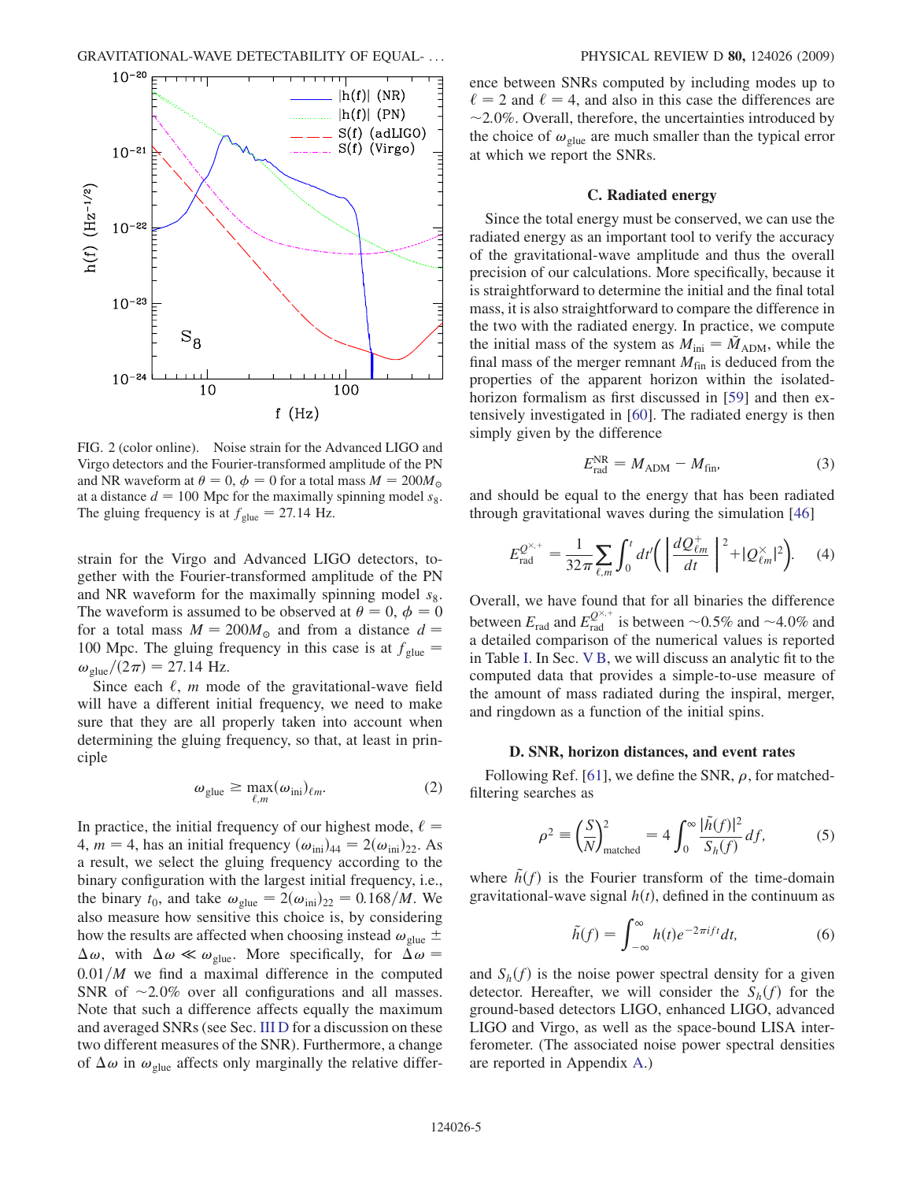FIG. 2 (color online). Noise strain for the Advanced LIGO and Virgo detectors and the Fourier-transformed amplitude of the PN and NR waveform at $\theta = 0$, $\phi = 0$ for a total mass $M = 200 M_{\odot}$ at a distance $d = 100$ Mpc for the maximally spinning model $s_8$. The gluing frequency is at $f_{\rm glue} = 27.14$ Hz.

strain for the Virgo and Advanced LIGO detectors, together with the Fourier-transformed amplitude of the PN and NR waveform for the maximally spinning model $s_8$. The waveform is assumed to be observed at $\theta = 0$, $\phi = 0$ for a total mass $M = 200 M_{\odot}$ and from a distance $d = 100$ Mpc. The gluing frequency in this case is at $f_{\rm glue} = \omega_{\rm glue}/(2\pi) = 27.14$ Hz.

Since each $\ell$, $m$ mode of the gravitational-wave field will have a different initial frequency, we need to make sure that they are all properly taken into account when determining the gluing frequency, so that, at least in principle

$$\omega_{\rm glue} \geq \max_{\ell,m}(\omega_{\rm ini})_{\ell m}. \tag{2}$$

In practice, the initial frequency of our highest mode, $\ell = 4$, $m = 4$, has an initial frequency $(\omega_{\rm ini})_{44} = 2(\omega_{\rm ini})_{22}$. As a result, we select the gluing frequency according to the binary configuration with the largest initial frequency, i.e., the binary $t_0$, and take $\omega_{\rm glue} = 2(\omega_{\rm ini})_{22} = 0.168/M$. We also measure how sensitive this choice is, by considering how the results are affected when choosing instead $\omega_{\rm glue} \pm \Delta\omega$, with $\Delta\omega \ll \omega_{\rm glue}$. More specifically, for $\Delta\omega = 0.01/M$ we find a maximal difference in the computed SNR of $\sim 2.0\%$ over all configurations and all masses. Note that such a difference affects equally the maximum and averaged SNRs (see Sec. III D for a discussion on these two different measures of the SNR). Furthermore, a change of $\Delta\omega$ in $\omega_{\rm glue}$ affects only marginally the relative difference between SNRs computed by including modes up to $\ell = 2$ and $\ell = 4$, and also in this case the differences are $\sim 2.0\%$. Overall, therefore, the uncertainties introduced by the choice of $\omega_{\rm glue}$ are much smaller than the typical error at which we report the SNRs.

### C. Radiated energy

Since the total energy must be conserved, we can use the radiated energy as an important tool to verify the accuracy of the gravitational-wave amplitude and thus the overall precision of our calculations. More specifically, because it is straightforward to determine the initial and the final total mass, it is also straightforward to compare the difference in the two with the radiated energy. In practice, we compute the initial mass of the system as $M_{\rm ini} = \tilde{M}_{\rm ADM}$, while the final mass of the merger remnant $M_{\rm fin}$ is deduced from the properties of the apparent horizon within the isolated-horizon formalism as first discussed in [59] and then extensively investigated in [60]. The radiated energy is then simply given by the difference

$$E^{\rm NR}_{\rm rad} = M_{\rm ADM} - M_{\rm fin}, \tag{3}$$

and should be equal to the energy that has been radiated through gravitational waves during the simulation [46]

$$E^{Q^{\times,+}}_{\rm rad} = \frac{1}{32\pi}\sum_{\ell,m}\int_0^t dt'\left(\left|\frac{dQ^{+}_{\ell m}}{dt}\right|^2 + |Q^{\times}_{\ell m}|^2\right). \tag{4}$$

Overall, we have found that for all binaries the difference between $E_{\rm rad}$ and $E^{Q^{\times,+}}_{\rm rad}$ is between $\sim 0.5\%$ and $\sim 4.0\%$ and a detailed comparison of the numerical values is reported in Table I. In Sec. V B, we will discuss an analytic fit to the computed data that provides a simple-to-use measure of the amount of mass radiated during the inspiral, merger, and ringdown as a function of the initial spins.

### D. SNR, horizon distances, and event rates

Following Ref. [61], we define the SNR, $\rho$, for matched-filtering searches as

$$\rho^2 \equiv \left(\frac{S}{N}\right)^2_{\rm matched} = 4\int_0^\infty \frac{|\tilde{h}(f)|^2}{S_h(f)}df, \tag{5}$$

where $\tilde{h}(f)$ is the Fourier transform of the time-domain gravitational-wave signal $h(t)$, defined in the continuum as

$$\tilde{h}(f) = \int_{-\infty}^{\infty} h(t)e^{-2\pi i f t}dt, \tag{6}$$

and $S_h(f)$ is the noise power spectral density for a given detector. Hereafter, we will consider the $S_h(f)$ for the ground-based detectors LIGO, enhanced LIGO, advanced LIGO and Virgo, as well as the space-bound LISA interferometer. (The associated noise power spectral densities are reported in Appendix A.)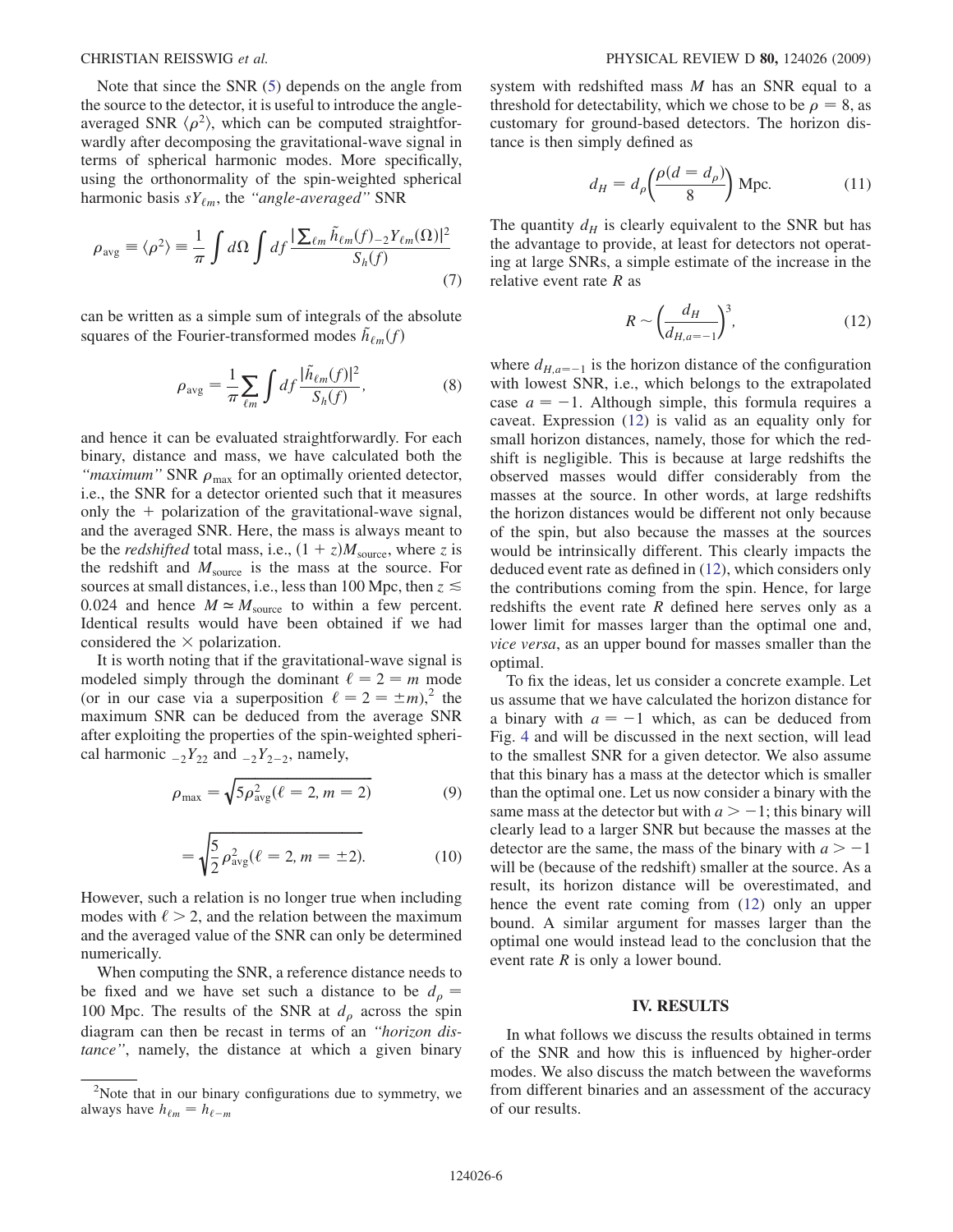Note that since the SNR (5) depends on the angle from the source to the detector, it is useful to introduce the angle-averaged SNR $\langle \rho^2 \rangle$, which can be computed straightforwardly after decomposing the gravitational-wave signal in terms of spherical harmonic modes. More specifically, using the orthonormality of the spin-weighted spherical harmonic basis $sY_{\ell m}$, the *"angle-averaged"* SNR

$$\rho_{\rm avg} \equiv \langle \rho^2 \rangle \equiv \frac{1}{\pi} \int d\Omega \int df \frac{|\sum_{\ell m} \tilde{h}_{\ell m}(f)_{-2}Y_{\ell m}(\Omega)|^2}{S_h(f)} \tag{7}$$

can be written as a simple sum of integrals of the absolute squares of the Fourier-transformed modes $\tilde{h}_{\ell m}(f)$

$$\rho_{\rm avg} = \frac{1}{\pi} \sum_{\ell m} \int df \frac{|\tilde{h}_{\ell m}(f)|^2}{S_h(f)}, \tag{8}$$

and hence it can be evaluated straightforwardly. For each binary, distance and mass, we have calculated both the *"maximum"* SNR $\rho_{\rm max}$ for an optimally oriented detector, i.e., the SNR for a detector oriented such that it measures only the + polarization of the gravitational-wave signal, and the averaged SNR. Here, the mass is always meant to be the *redshifted* total mass, i.e., $(1+z)M_{\rm source}$, where $z$ is the redshift and $M_{\rm source}$ is the mass at the source. For sources at small distances, i.e., less than 100 Mpc, then $z \lesssim 0.024$ and hence $M \simeq M_{\rm source}$ to within a few percent. Identical results would have been obtained if we had considered the $\times$ polarization.

It is worth noting that if the gravitational-wave signal is modeled simply through the dominant $\ell = 2 = m$ mode (or in our case via a superposition $\ell = 2 = \pm m$),[2] the maximum SNR can be deduced from the average SNR after exploiting the properties of the spin-weighted spherical harmonic ${}_{-2}Y_{22}$ and ${}_{-2}Y_{2-2}$, namely,

$$\rho_{\rm max} = \sqrt{5\rho^2_{\rm avg}(\ell = 2, m = 2)} \tag{9}$$

$$= \sqrt{\frac{5}{2}\rho^2_{\rm avg}(\ell = 2, m = \pm 2)}. \tag{10}$$

However, such a relation is no longer true when including modes with $\ell > 2$, and the relation between the maximum and the averaged value of the SNR can only be determined numerically.

When computing the SNR, a reference distance needs to be fixed and we have set such a distance to be $d_\rho = 100$ Mpc. The results of the SNR at $d_\rho$ across the spin diagram can then be recast in terms of an *"horizon distance"*, namely, the distance at which a given binary system with redshifted mass $M$ has an SNR equal to a threshold for detectability, which we chose to be $\rho = 8$, as customary for ground-based detectors. The horizon distance is then simply defined as

$$d_H = d_\rho \left( \frac{\rho(d = d_\rho)}{8} \right) \text{Mpc}. \tag{11}$$

The quantity $d_H$ is clearly equivalent to the SNR but has the advantage to provide, at least for detectors not operating at large SNRs, a simple estimate of the increase in the relative event rate $R$ as

$$R \sim \left( \frac{d_H}{d_{H,a=-1}} \right)^3, \tag{12}$$

where $d_{H,a=-1}$ is the horizon distance of the configuration with lowest SNR, i.e., which belongs to the extrapolated case $a = -1$. Although simple, this formula requires a caveat. Expression (12) is valid as an equality only for small horizon distances, namely, those for which the redshift is negligible. This is because at large redshifts the observed masses would differ considerably from the masses at the source. In other words, at large redshifts the horizon distances would be different not only because of the spin, but also because the masses at the sources would be intrinsically different. This clearly impacts the deduced event rate as defined in (12), which considers only the contributions coming from the spin. Hence, for large redshifts the event rate $R$ defined here serves only as a lower limit for masses larger than the optimal one and, *vice versa*, as an upper bound for masses smaller than the optimal.

To fix the ideas, let us consider a concrete example. Let us assume that we have calculated the horizon distance for a binary with $a = -1$ which, as can be deduced from Fig. 4 and will be discussed in the next section, will lead to the smallest SNR for a given detector. We also assume that this binary has a mass at the detector which is smaller than the optimal one. Let us now consider a binary with the same mass at the detector but with $a > -1$; this binary will clearly lead to a larger SNR but because the masses at the detector are the same, the mass of the binary with $a > -1$ will be (because of the redshift) smaller at the source. As a result, its horizon distance will be overestimated, and hence the event rate coming from (12) only an upper bound. A similar argument for masses larger than the optimal one would instead lead to the conclusion that the event rate $R$ is only a lower bound.

## IV. RESULTS

In what follows we discuss the results obtained in terms of the SNR and how this is influenced by higher-order modes. We also discuss the match between the waveforms from different binaries and an assessment of the accuracy of our results.

---

[2] Note that in our binary configurations due to symmetry, we always have $h_{\ell m} = h_{\ell -m}$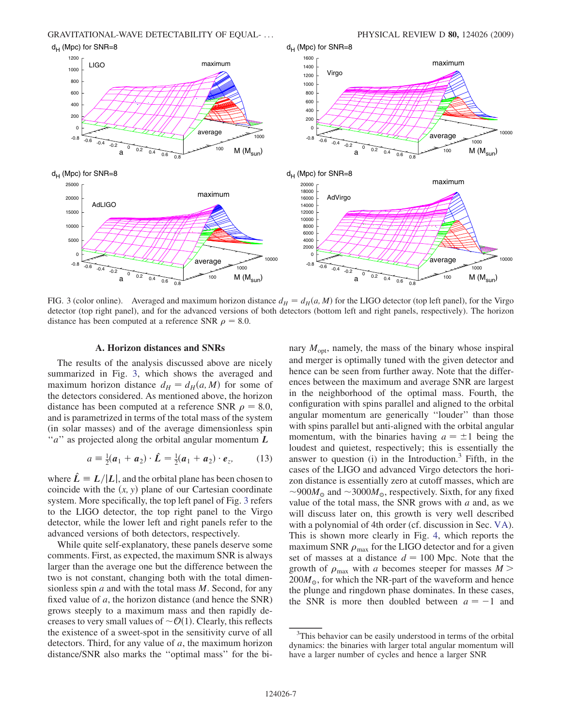FIG. 3 (color online). Averaged and maximum horizon distance $d_H = d_H(a, M)$ for the LIGO detector (top left panel), for the Virgo detector (top right panel), and for the advanced versions of both detectors (bottom left and right panels, respectively). The horizon distance has been computed at a reference SNR $\rho = 8.0$.

### A. Horizon distances and SNRs

The results of the analysis discussed above are nicely summarized in Fig. 3, which shows the averaged and maximum horizon distance $d_H = d_H(a, M)$ for some of the detectors considered. As mentioned above, the horizon distance has been computed at a reference SNR $\rho = 8.0$, and is parametrized in terms of the total mass of the system (in solar masses) and of the average dimensionless spin "$a$" as projected along the orbital angular momentum $\boldsymbol{L}$

$$a \equiv \tfrac{1}{2}(\boldsymbol{a}_1 + \boldsymbol{a}_2) \cdot \hat{\boldsymbol{L}} = \tfrac{1}{2}(\boldsymbol{a}_1 + \boldsymbol{a}_2) \cdot \boldsymbol{e}_z, \tag{13}$$

where $\hat{\boldsymbol{L}} \equiv \boldsymbol{L}/|\boldsymbol{L}|$, and the orbital plane has been chosen to coincide with the $(x, y)$ plane of our Cartesian coordinate system. More specifically, the top left panel of Fig. 3 refers to the LIGO detector, the top right panel to the Virgo detector, while the lower left and right panels refer to the advanced versions of both detectors, respectively.

While quite self-explanatory, these panels deserve some comments. First, as expected, the maximum SNR is always larger than the average one but the difference between the two is not constant, changing both with the total dimensionless spin $a$ and with the total mass $M$. Second, for any fixed value of $a$, the horizon distance (and hence the SNR) grows steeply to a maximum mass and then rapidly decreases to very small values of $\sim\mathcal{O}(1)$. Clearly, this reflects the existence of a sweet-spot in the sensitivity curve of all detectors. Third, for any value of $a$, the maximum horizon distance/SNR also marks the "optimal mass" for the binary $M_{\rm opt}$, namely, the mass of the binary whose inspiral and merger is optimally tuned with the given detector and hence can be seen from further away. Note that the differences between the maximum and average SNR are largest in the neighborhood of the optimal mass. Fourth, the configuration with spins parallel and aligned to the orbital angular momentum are generically "louder" than those with spins parallel but anti-aligned with the orbital angular momentum, with the binaries having $a = \pm 1$ being the loudest and quietest, respectively; this is essentially the answer to question (i) in the Introduction.[3] Fifth, in the cases of the LIGO and advanced Virgo detectors the horizon distance is essentially zero at cutoff masses, which are $\sim 900 M_\odot$ and $\sim 3000 M_\odot$, respectively. Sixth, for any fixed value of the total mass, the SNR grows with $a$ and, as we will discuss later on, this growth is very well described with a polynomial of 4th order (cf. discussion in Sec. V A). This is shown more clearly in Fig. 4, which reports the maximum SNR $\rho_{\rm max}$ for the LIGO detector and for a given set of masses at a distance $d = 100$ Mpc. Note that the growth of $\rho_{\rm max}$ with $a$ becomes steeper for masses $M > 200 M_\odot$, for which the NR-part of the waveform and hence the plunge and ringdown phase dominates. In these cases, the SNR is more then doubled between $a = -1$ and

[3] This behavior can be easily understood in terms of the orbital dynamics: the binaries with larger total angular momentum will have a larger number of cycles and hence a larger SNR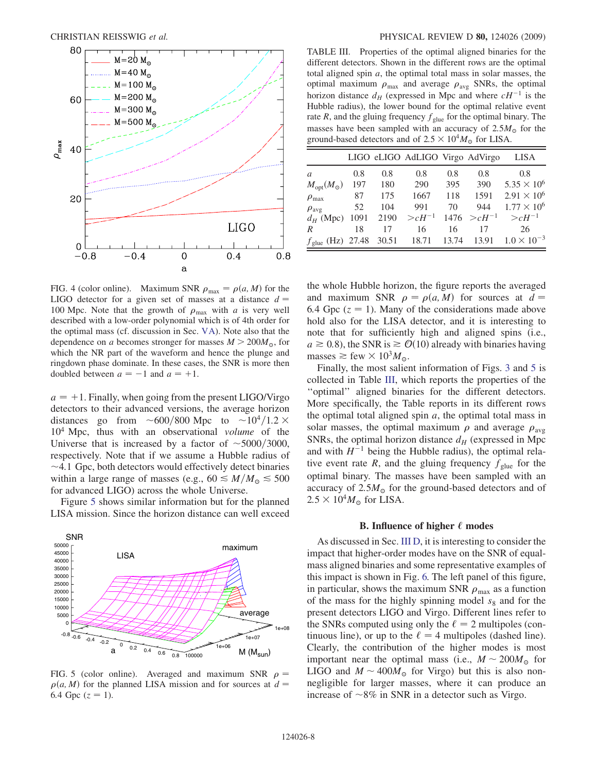FIG. 4 (color online). Maximum SNR $\rho_{\max} = \rho(a, M)$ for the LIGO detector for a given set of masses at a distance $d = 100$ Mpc. Note that the growth of $\rho_{\max}$ with $a$ is very well described with a low-order polynomial which is of 4th order for the optimal mass (cf. discussion in Sec. VA). Note also that the dependence on $a$ becomes stronger for masses $M > 200 M_\odot$, for which the NR part of the waveform and hence the plunge and ringdown phase dominate. In these cases, the SNR is more then doubled between $a = -1$ and $a = +1$.

$a = +1$. Finally, when going from the present LIGO/Virgo detectors to their advanced versions, the average horizon distances go from $\sim 600/800$ Mpc to $\sim 10^4/1.2 \times 10^4$ Mpc, thus with an observational *volume* of the Universe that is increased by a factor of $\sim 5000/3000$, respectively. Note that if we assume a Hubble radius of $\sim 4.1$ Gpc, both detectors would effectively detect binaries within a large range of masses (e.g., $60 \lesssim M/M_\odot \lesssim 500$ for advanced LIGO) across the whole Universe.

Figure 5 shows similar information but for the planned LISA mission. Since the horizon distance can well exceed the whole Hubble horizon, the figure reports the averaged and maximum SNR $\rho = \rho(a, M)$ for sources at $d = 6.4$ Gpc ($z = 1$). Many of the considerations made above hold also for the LISA detector, and it is interesting to note that for sufficiently high and aligned spins (i.e., $a \gtrsim 0.8$), the SNR is $\gtrsim \mathcal{O}(10)$ already with binaries having masses $\gtrsim$ few $\times 10^3 M_\odot$.

FIG. 5 (color online). Averaged and maximum SNR $\rho = \rho(a, M)$ for the planned LISA mission and for sources at $d = 6.4$ Gpc ($z = 1$).

TABLE III. Properties of the optimal aligned binaries for the different detectors. Shown in the different rows are the optimal total aligned spin $a$, the optimal total mass in solar masses, the optimal maximum $\rho_{\max}$ and average $\rho_{\text{avg}}$ SNRs, the optimal horizon distance $d_H$ (expressed in Mpc and where $cH^{-1}$ is the Hubble radius), the lower bound for the optimal relative event rate $R$, and the gluing frequency $f_{\text{glue}}$ for the optimal binary. The masses have been sampled with an accuracy of $2.5 M_\odot$ for the ground-based detectors and of $2.5 \times 10^4 M_\odot$ for LISA.

| | LIGO | eLIGO | AdLIGO | Virgo | AdVirgo | LISA |
|---|---|---|---|---|---|---|
| $a$ | 0.8 | 0.8 | 0.8 | 0.8 | 0.8 | 0.8 |
| $M_{\text{opt}}(M_\odot)$ | 197 | 180 | 290 | 395 | 390 | $5.35 \times 10^6$ |
| $\rho_{\max}$ | 87 | 175 | 1667 | 118 | 1591 | $2.91 \times 10^6$ |
| $\rho_{\text{avg}}$ | 52 | 104 | 991 | 70 | 944 | $1.77 \times 10^6$ |
| $d_H$ (Mpc) | 1091 | 2190 | $>cH^{-1}$ | 1476 | $>cH^{-1}$ | $>cH^{-1}$ |
| $R$ | 18 | 17 | 16 | 16 | 17 | 26 |
| $f_{\text{glue}}$ (Hz) | 27.48 | 30.51 | 18.71 | 13.74 | 13.91 | $1.0 \times 10^{-3}$ |

Finally, the most salient information of Figs. 3 and 5 is collected in Table III, which reports the properties of the "optimal" aligned binaries for the different detectors. More specifically, the Table reports in its different rows the optimal total aligned spin $a$, the optimal total mass in solar masses, the optimal maximum $\rho$ and average $\rho_{\text{avg}}$ SNRs, the optimal horizon distance $d_H$ (expressed in Mpc and with $H^{-1}$ being the Hubble radius), the optimal relative event rate $R$, and the gluing frequency $f_{\text{glue}}$ for the optimal binary. The masses have been sampled with an accuracy of $2.5 M_\odot$ for the ground-based detectors and of $2.5 \times 10^4 M_\odot$ for LISA.

### B. Influence of higher $\ell$ modes

As discussed in Sec. III D, it is interesting to consider the impact that higher-order modes have on the SNR of equal-mass aligned binaries and some representative examples of this impact is shown in Fig. 6. The left panel of this figure, in particular, shows the maximum SNR $\rho_{\max}$ as a function of the mass for the highly spinning model $s_8$ and for the present detectors LIGO and Virgo. Different lines refer to the SNRs computed using only the $\ell = 2$ multipoles (continuous line), or up to the $\ell = 4$ multipoles (dashed line). Clearly, the contribution of the higher modes is most important near the optimal mass (i.e., $M \sim 200 M_\odot$ for LIGO and $M \sim 400 M_\odot$ for Virgo) but this is also non-negligible for larger masses, where it can produce an increase of $\sim 8\%$ in SNR in a detector such as Virgo.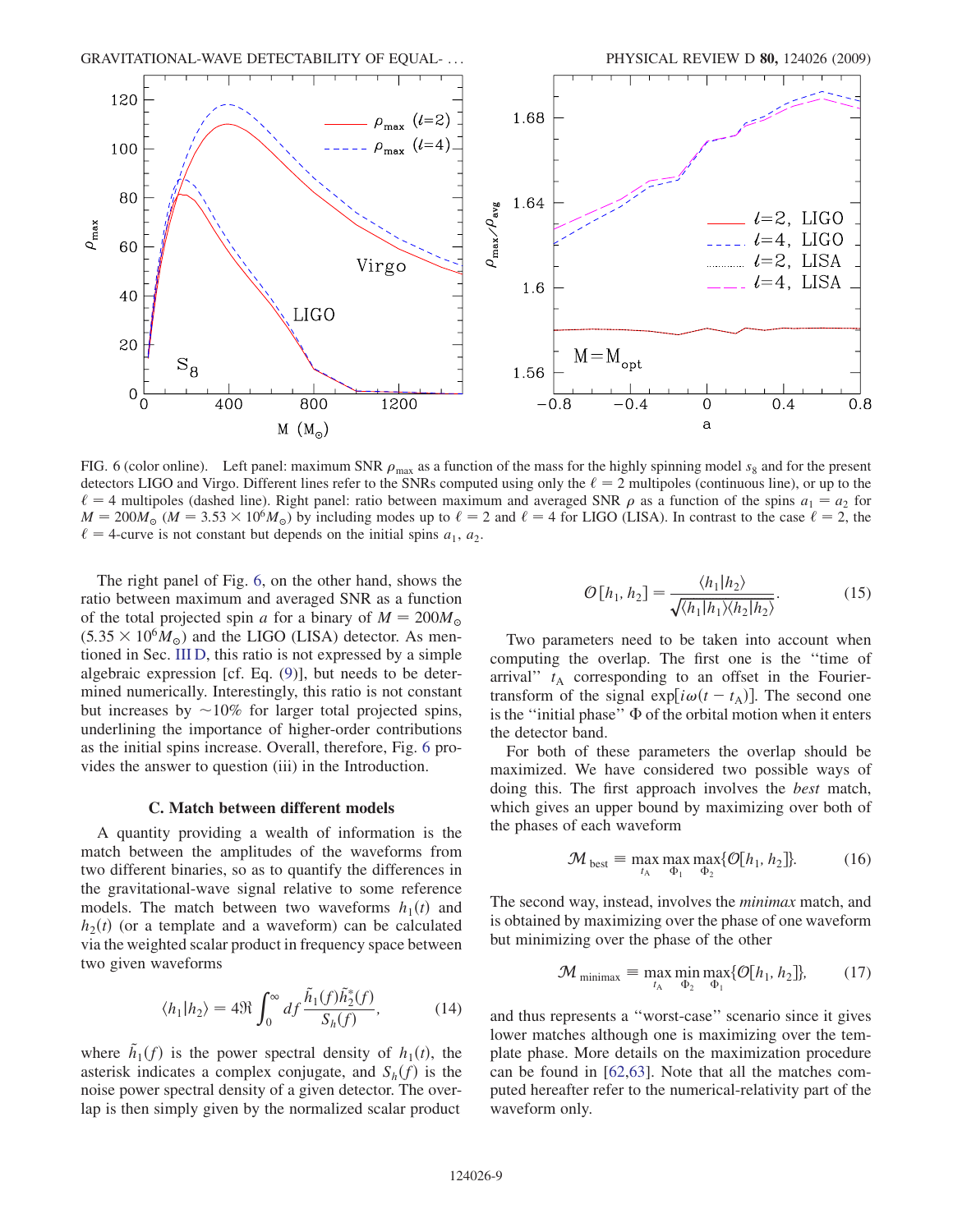FIG. 6 (color online). Left panel: maximum SNR $\rho_{\max}$ as a function of the mass for the highly spinning model $s_8$ and for the present detectors LIGO and Virgo. Different lines refer to the SNRs computed using only the $\ell = 2$ multipoles (continuous line), or up to the $\ell = 4$ multipoles (dashed line). Right panel: ratio between maximum and averaged SNR $\rho$ as a function of the spins $a_1 = a_2$ for $M = 200M_\odot$ ($M = 3.53 \times 10^6 M_\odot$) by including modes up to $\ell = 2$ and $\ell = 4$ for LIGO (LISA). In contrast to the case $\ell = 2$, the $\ell = 4$-curve is not constant but depends on the initial spins $a_1$, $a_2$.

The right panel of Fig. 6, on the other hand, shows the ratio between maximum and averaged SNR as a function of the total projected spin $a$ for a binary of $M = 200M_\odot$ ($5.35 \times 10^6 M_\odot$) and the LIGO (LISA) detector. As mentioned in Sec. III D, this ratio is not expressed by a simple algebraic expression [cf. Eq. (9)], but needs to be determined numerically. Interestingly, this ratio is not constant but increases by $\sim 10\%$ for larger total projected spins, underlining the importance of higher-order contributions as the initial spins increase. Overall, therefore, Fig. 6 provides the answer to question (iii) in the Introduction.

### C. Match between different models

A quantity providing a wealth of information is the match between the amplitudes of the waveforms from two different binaries, so as to quantify the differences in the gravitational-wave signal relative to some reference models. The match between two waveforms $h_1(t)$ and $h_2(t)$ (or a template and a waveform) can be calculated via the weighted scalar product in frequency space between two given waveforms

$$\langle h_1 | h_2 \rangle = 4\Re \int_0^\infty df \frac{\tilde{h}_1(f)\tilde{h}_2^*(f)}{S_h(f)}, \tag{14}$$

where $\tilde{h}_1(f)$ is the power spectral density of $h_1(t)$, the asterisk indicates a complex conjugate, and $S_h(f)$ is the noise power spectral density of a given detector. The overlap is then simply given by the normalized scalar product

$$\mathcal{O}[h_1, h_2] = \frac{\langle h_1 | h_2 \rangle}{\sqrt{\langle h_1 | h_1 \rangle \langle h_2 | h_2 \rangle}}. \tag{15}$$

Two parameters need to be taken into account when computing the overlap. The first one is the "time of arrival" $t_A$ corresponding to an offset in the Fourier-transform of the signal $\exp[i\omega(t - t_A)]$. The second one is the "initial phase" $\Phi$ of the orbital motion when it enters the detector band.

For both of these parameters the overlap should be maximized. We have considered two possible ways of doing this. The first approach involves the *best* match, which gives an upper bound by maximizing over both of the phases of each waveform

$$\mathcal{M}_{\text{best}} \equiv \max_{t_A} \max_{\Phi_1} \max_{\Phi_2} \{\mathcal{O}[h_1, h_2]\}. \tag{16}$$

The second way, instead, involves the *minimax* match, and is obtained by maximizing over the phase of one waveform but minimizing over the phase of the other

$$\mathcal{M}_{\text{minimax}} \equiv \max_{t_A} \min_{\Phi_2} \max_{\Phi_1} \{\mathcal{O}[h_1, h_2]\}, \tag{17}$$

and thus represents a "worst-case" scenario since it gives lower matches although one is maximizing over the template phase. More details on the maximization procedure can be found in [62,63]. Note that all the matches computed hereafter refer to the numerical-relativity part of the waveform only.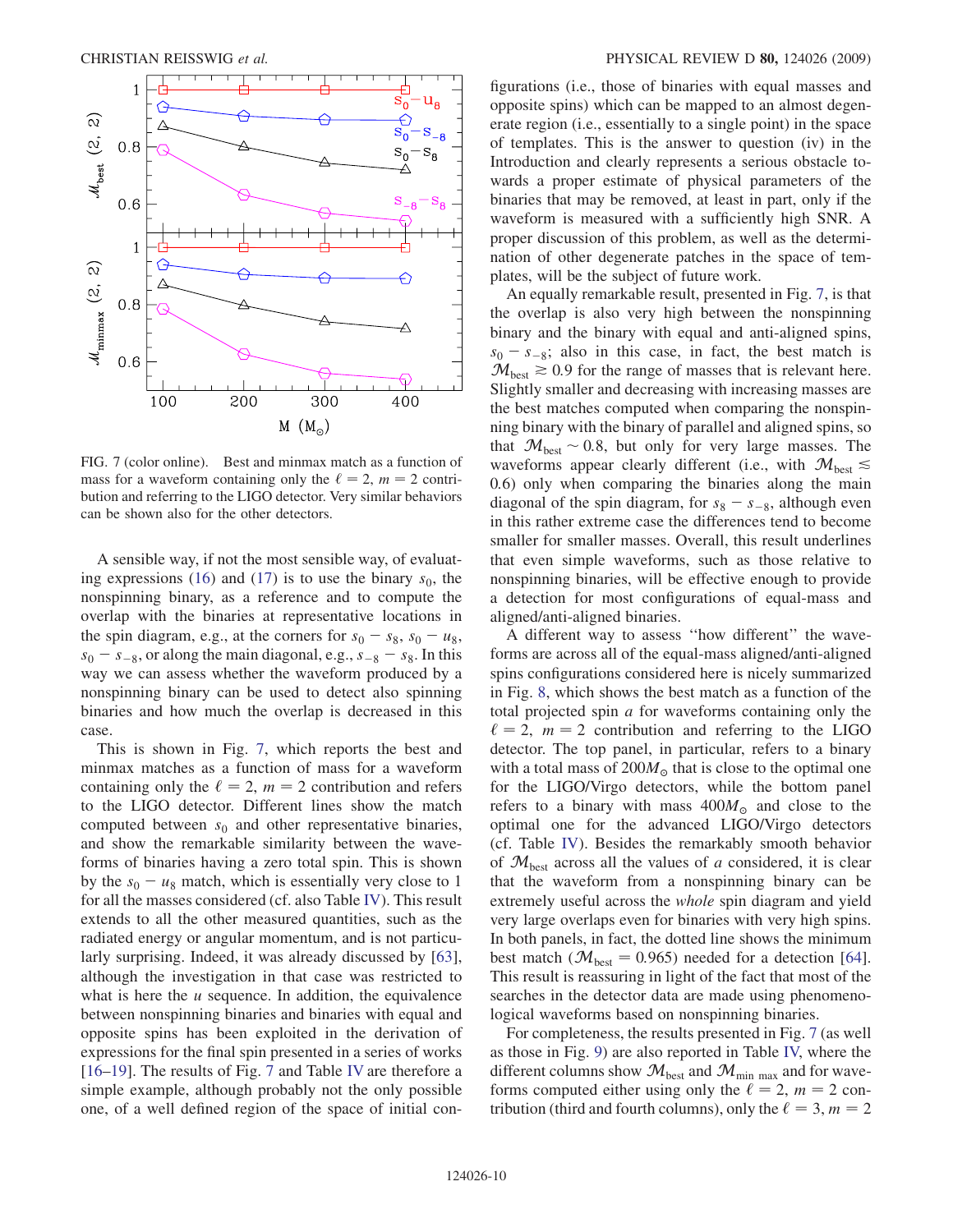FIG. 7 (color online). Best and minmax match as a function of mass for a waveform containing only the $\ell = 2$, $m = 2$ contribution and referring to the LIGO detector. Very similar behaviors can be shown also for the other detectors.

A sensible way, if not the most sensible way, of evaluating expressions (16) and (17) is to use the binary $s_0$, the nonspinning binary, as a reference and to compute the overlap with the binaries at representative locations in the spin diagram, e.g., at the corners for $s_0 - s_8$, $s_0 - u_8$, $s_0 - s_{-8}$, or along the main diagonal, e.g., $s_{-8} - s_8$. In this way we can assess whether the waveform produced by a nonspinning binary can be used to detect also spinning binaries and how much the overlap is decreased in this case.

This is shown in Fig. 7, which reports the best and minmax matches as a function of mass for a waveform containing only the $\ell = 2$, $m = 2$ contribution and refers to the LIGO detector. Different lines show the match computed between $s_0$ and other representative binaries, and show the remarkable similarity between the waveforms of binaries having a zero total spin. This is shown by the $s_0 - u_8$ match, which is essentially very close to 1 for all the masses considered (cf. also Table IV). This result extends to all the other measured quantities, such as the radiated energy or angular momentum, and is not particularly surprising. Indeed, it was already discussed by [63], although the investigation in that case was restricted to what is here the $u$ sequence. In addition, the equivalence between nonspinning binaries and binaries with equal and opposite spins has been exploited in the derivation of expressions for the final spin presented in a series of works [16–19]. The results of Fig. 7 and Table IV are therefore a simple example, although probably not the only possible one, of a well defined region of the space of initial configurations (i.e., those of binaries with equal masses and opposite spins) which can be mapped to an almost degenerate region (i.e., essentially to a single point) in the space of templates. This is the answer to question (iv) in the Introduction and clearly represents a serious obstacle towards a proper estimate of physical parameters of the binaries that may be removed, at least in part, only if the waveform is measured with a sufficiently high SNR. A proper discussion of this problem, as well as the determination of other degenerate patches in the space of templates, will be the subject of future work.

An equally remarkable result, presented in Fig. 7, is that the overlap is also very high between the nonspinning binary and the binary with equal and anti-aligned spins, $s_0 - s_{-8}$; also in this case, in fact, the best match is $\mathcal{M}_{\rm best} \gtrsim 0.9$ for the range of masses that is relevant here. Slightly smaller and decreasing with increasing masses are the best matches computed when comparing the nonspinning binary with the binary of parallel and aligned spins, so that $\mathcal{M}_{\rm best} \sim 0.8$, but only for very large masses. The waveforms appear clearly different (i.e., with $\mathcal{M}_{\rm best} \lesssim 0.6$) only when comparing the binaries along the main diagonal of the spin diagram, for $s_8 - s_{-8}$, although even in this rather extreme case the differences tend to become smaller for smaller masses. Overall, this result underlines that even simple waveforms, such as those relative to nonspinning binaries, will be effective enough to provide a detection for most configurations of equal-mass and aligned/anti-aligned binaries.

A different way to assess "how different" the waveforms are across all of the equal-mass aligned/anti-aligned spins configurations considered here is nicely summarized in Fig. 8, which shows the best match as a function of the total projected spin $a$ for waveforms containing only the $\ell = 2$, $m = 2$ contribution and referring to the LIGO detector. The top panel, in particular, refers to a binary with a total mass of $200M_\odot$ that is close to the optimal one for the LIGO/Virgo detectors, while the bottom panel refers to a binary with mass $400M_\odot$ and close to the optimal one for the advanced LIGO/Virgo detectors (cf. Table IV). Besides the remarkably smooth behavior of $\mathcal{M}_{\rm best}$ across all the values of $a$ considered, it is clear that the waveform from a nonspinning binary can be extremely useful across the *whole* spin diagram and yield very large overlaps even for binaries with very high spins. In both panels, in fact, the dotted line shows the minimum best match ($\mathcal{M}_{\rm best} = 0.965$) needed for a detection [64]. This result is reassuring in light of the fact that most of the searches in the detector data are made using phenomenological waveforms based on nonspinning binaries.

For completeness, the results presented in Fig. 7 (as well as those in Fig. 9) are also reported in Table IV, where the different columns show $\mathcal{M}_{\rm best}$ and $\mathcal{M}_{\rm min\ max}$ and for waveforms computed either using only the $\ell = 2$, $m = 2$ contribution (third and fourth columns), only the $\ell = 3$, $m = 2$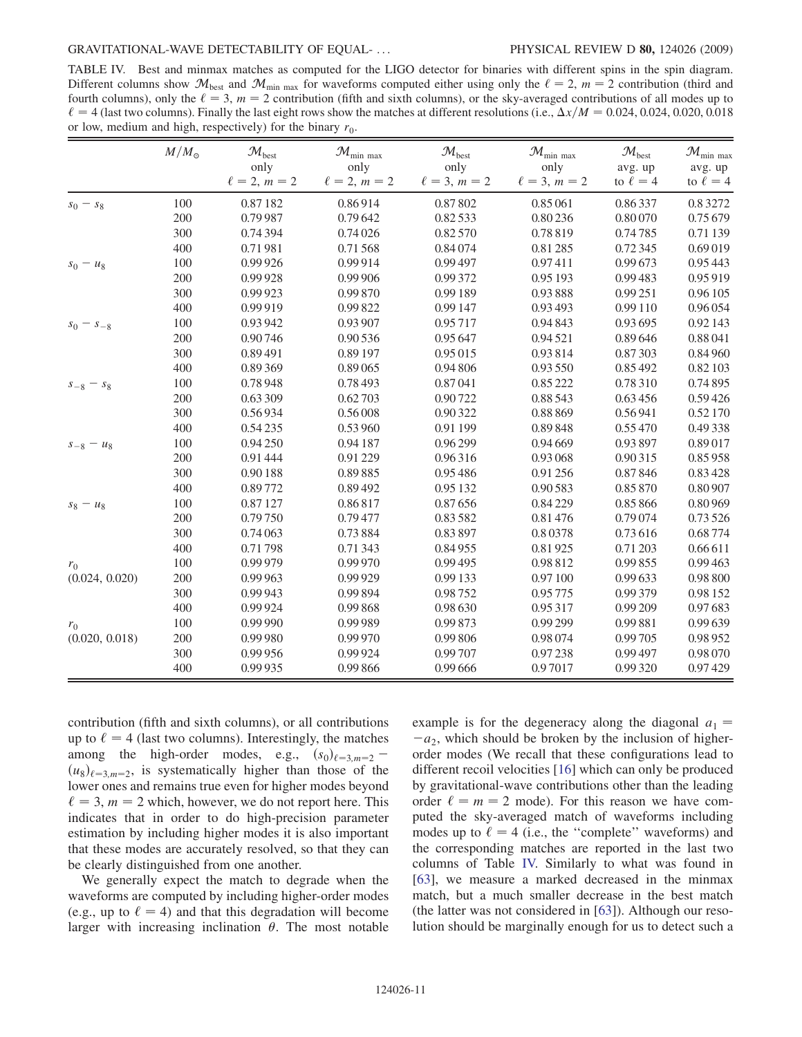TABLE IV. Best and minmax matches as computed for the LIGO detector for binaries with different spins in the spin diagram. Different columns show $\mathcal{M}_{\rm best}$ and $\mathcal{M}_{\rm min\,max}$ for waveforms computed either using only the $\ell = 2$, $m = 2$ contribution (third and fourth columns), only the $\ell = 3$, $m = 2$ contribution (fifth and sixth columns), or the sky-averaged contributions of all modes up to $\ell = 4$ (last two columns). Finally the last eight rows show the matches at different resolutions (i.e., $\Delta x/M = 0.024, 0.024, 0.020, 0.018$ or low, medium and high, respectively) for the binary $r_0$.

| | $M/M_\odot$ | $\mathcal{M}_{\rm best}$ only $\ell = 2, m = 2$ | $\mathcal{M}_{\rm min\,max}$ only $\ell = 2, m = 2$ | $\mathcal{M}_{\rm best}$ only $\ell = 3, m = 2$ | $\mathcal{M}_{\rm min\,max}$ only $\ell = 3, m = 2$ | $\mathcal{M}_{\rm best}$ avg. up to $\ell = 4$ | $\mathcal{M}_{\rm min\,max}$ avg. up to $\ell = 4$ |
|---|---|---|---|---|---|---|---|
| $s_0 - s_8$ | 100 | 0.87182 | 0.86914 | 0.87802 | 0.85061 | 0.86337 | 0.83272 |
| | 200 | 0.79987 | 0.79642 | 0.82533 | 0.80236 | 0.80070 | 0.75679 |
| | 300 | 0.74394 | 0.74026 | 0.82570 | 0.78819 | 0.74785 | 0.71139 |
| | 400 | 0.71981 | 0.71568 | 0.84074 | 0.81285 | 0.72345 | 0.69019 |
| $s_0 - u_8$ | 100 | 0.99926 | 0.99914 | 0.99497 | 0.97411 | 0.99673 | 0.95443 |
| | 200 | 0.99928 | 0.99906 | 0.99372 | 0.95193 | 0.99483 | 0.95919 |
| | 300 | 0.99923 | 0.99870 | 0.99189 | 0.93888 | 0.99251 | 0.96105 |
| | 400 | 0.99919 | 0.99822 | 0.99147 | 0.93493 | 0.99110 | 0.96054 |
| $s_0 - s_{-8}$ | 100 | 0.93942 | 0.93907 | 0.95717 | 0.94843 | 0.93695 | 0.92143 |
| | 200 | 0.90746 | 0.90536 | 0.95647 | 0.94521 | 0.89646 | 0.88041 |
| | 300 | 0.89491 | 0.89197 | 0.95015 | 0.93814 | 0.87303 | 0.84960 |
| | 400 | 0.89369 | 0.89065 | 0.94806 | 0.93550 | 0.85492 | 0.82103 |
| $s_{-8} - s_8$ | 100 | 0.78948 | 0.78493 | 0.87041 | 0.85222 | 0.78310 | 0.74895 |
| | 200 | 0.63309 | 0.62703 | 0.90722 | 0.88543 | 0.63456 | 0.59426 |
| | 300 | 0.56934 | 0.56008 | 0.90322 | 0.88869 | 0.56941 | 0.52170 |
| | 400 | 0.54235 | 0.53960 | 0.91199 | 0.89848 | 0.55470 | 0.49338 |
| $s_{-8} - u_8$ | 100 | 0.94250 | 0.94187 | 0.96299 | 0.94669 | 0.93897 | 0.89017 |
| | 200 | 0.91444 | 0.91229 | 0.96316 | 0.93068 | 0.90315 | 0.85958 |
| | 300 | 0.90188 | 0.89885 | 0.95486 | 0.91256 | 0.87846 | 0.83428 |
| | 400 | 0.89772 | 0.89492 | 0.95132 | 0.90583 | 0.85870 | 0.80907 |
| $s_8 - u_8$ | 100 | 0.87127 | 0.86817 | 0.87656 | 0.84229 | 0.85866 | 0.80969 |
| | 200 | 0.79750 | 0.79477 | 0.83582 | 0.81476 | 0.79074 | 0.73526 |
| | 300 | 0.74063 | 0.73884 | 0.83897 | 0.80378 | 0.73616 | 0.68774 |
| | 400 | 0.71798 | 0.71343 | 0.84955 | 0.81925 | 0.71203 | 0.66611 |
| $r_0$ (0.024, 0.020) | 100 | 0.99979 | 0.99970 | 0.99495 | 0.98812 | 0.99855 | 0.99463 |
| | 200 | 0.99963 | 0.99929 | 0.99133 | 0.97100 | 0.99633 | 0.98800 |
| | 300 | 0.99943 | 0.99894 | 0.98752 | 0.95775 | 0.99379 | 0.98152 |
| | 400 | 0.99924 | 0.99868 | 0.98630 | 0.95317 | 0.99209 | 0.97683 |
| $r_0$ (0.020, 0.018) | 100 | 0.99990 | 0.99989 | 0.99873 | 0.99299 | 0.99881 | 0.99639 |
| | 200 | 0.99980 | 0.99970 | 0.99806 | 0.98074 | 0.99705 | 0.98952 |
| | 300 | 0.99956 | 0.99924 | 0.99707 | 0.97238 | 0.99497 | 0.98070 |
| | 400 | 0.99935 | 0.99866 | 0.99666 | 0.97017 | 0.99320 | 0.97429 |

contribution (fifth and sixth columns), or all contributions up to $\ell = 4$ (last two columns). Interestingly, the matches among the high-order modes, e.g., $(s_0)_{\ell=3,m=2} - (u_8)_{\ell=3,m=2}$, is systematically higher than those of the lower ones and remains true even for higher modes beyond $\ell = 3$, $m = 2$ which, however, we do not report here. This indicates that in order to do high-precision parameter estimation by including higher modes it is also important that these modes are accurately resolved, so that they can be clearly distinguished from one another.

We generally expect the match to degrade when the waveforms are computed by including higher-order modes (e.g., up to $\ell = 4$) and that this degradation will become larger with increasing inclination $\theta$. The most notable example is for the degeneracy along the diagonal $a_1 = -a_2$, which should be broken by the inclusion of higher-order modes (We recall that these configurations lead to different recoil velocities [16] which can only be produced by gravitational-wave contributions other than the leading order $\ell = m = 2$ mode). For this reason we have computed the sky-averaged match of waveforms including modes up to $\ell = 4$ (i.e., the "complete" waveforms) and the corresponding matches are reported in the last two columns of Table IV. Similarly to what was found in [63], we measure a marked decreased in the minmax match, but a much smaller decrease in the best match (the latter was not considered in [63]). Although our resolution should be marginally enough for us to detect such a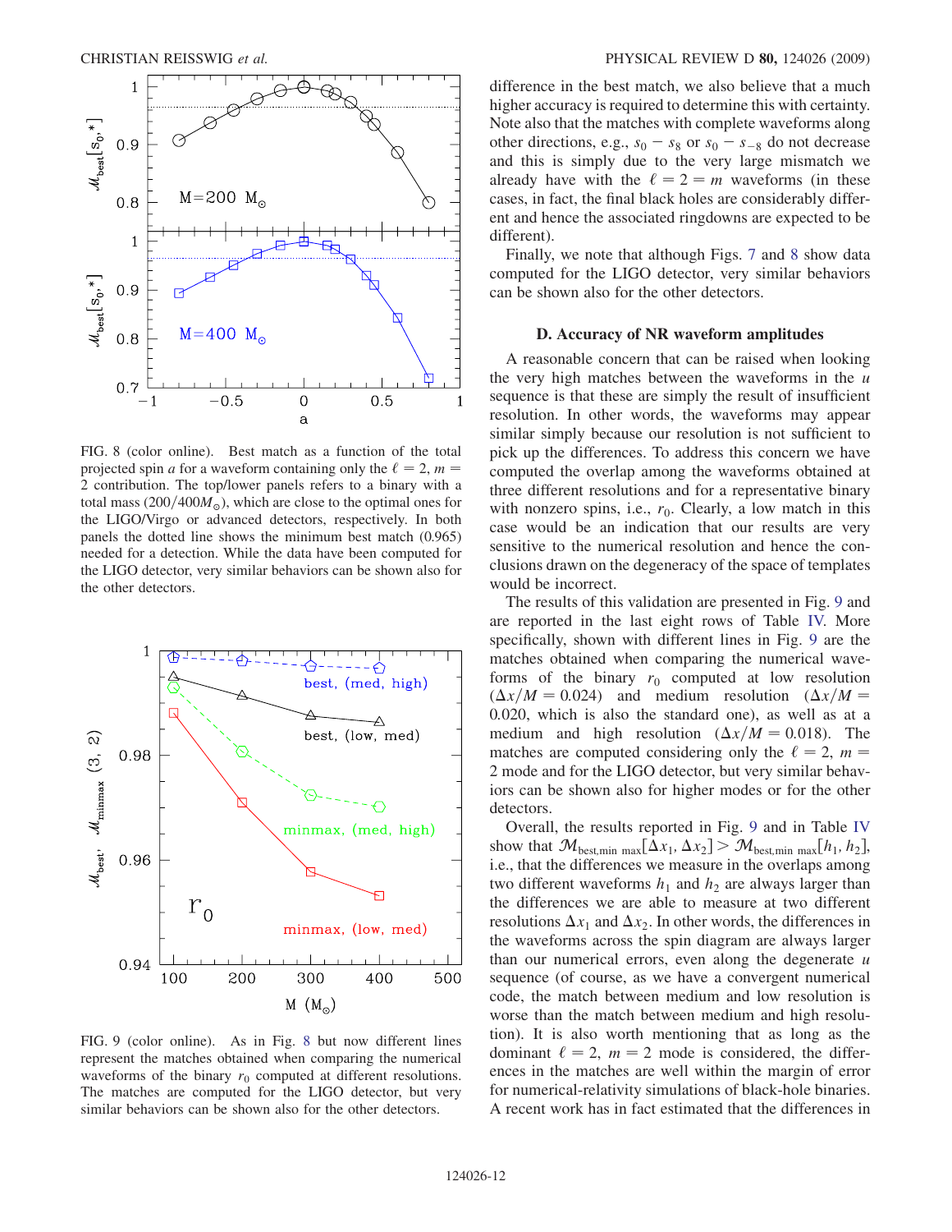FIG. 8 (color online). Best match as a function of the total projected spin $a$ for a waveform containing only the $\ell = 2$, $m = 2$ contribution. The top/lower panels refers to a binary with a total mass ($200/400 M_\odot$), which are close to the optimal ones for the LIGO/Virgo or advanced detectors, respectively. In both panels the dotted line shows the minimum best match (0.965) needed for a detection. While the data have been computed for the LIGO detector, very similar behaviors can be shown also for the other detectors.

FIG. 9 (color online). As in Fig. 8 but now different lines represent the matches obtained when comparing the numerical waveforms of the binary $r_0$ computed at different resolutions. The matches are computed for the LIGO detector, but very similar behaviors can be shown also for the other detectors.

difference in the best match, we also believe that a much higher accuracy is required to determine this with certainty. Note also that the matches with complete waveforms along other directions, e.g., $s_0 - s_8$ or $s_0 - s_{-8}$ do not decrease and this is simply due to the very large mismatch we already have with the $\ell = 2 = m$ waveforms (in these cases, in fact, the final black holes are considerably different and hence the associated ringdowns are expected to be different).

Finally, we note that although Figs. 7 and 8 show data computed for the LIGO detector, very similar behaviors can be shown also for the other detectors.

### D. Accuracy of NR waveform amplitudes

A reasonable concern that can be raised when looking the very high matches between the waveforms in the $u$ sequence is that these are simply the result of insufficient resolution. In other words, the waveforms may appear similar simply because our resolution is not sufficient to pick up the differences. To address this concern we have computed the overlap among the waveforms obtained at three different resolutions and for a representative binary with nonzero spins, i.e., $r_0$. Clearly, a low match in this case would be an indication that our results are very sensitive to the numerical resolution and hence the conclusions drawn on the degeneracy of the space of templates would be incorrect.

The results of this validation are presented in Fig. 9 and are reported in the last eight rows of Table IV. More specifically, shown with different lines in Fig. 9 are the matches obtained when comparing the numerical waveforms of the binary $r_0$ computed at low resolution ($\Delta x/M = 0.024$) and medium resolution ($\Delta x/M = 0.020$, which is also the standard one), as well as at a medium and high resolution ($\Delta x/M = 0.018$). The matches are computed considering only the $\ell = 2$, $m = 2$ mode and for the LIGO detector, but very similar behaviors can be shown also for higher modes or for the other detectors.

Overall, the results reported in Fig. 9 and in Table IV show that $\mathcal{M}_{\rm best,min\ max}[\Delta x_1, \Delta x_2] > \mathcal{M}_{\rm best,min\ max}[h_1, h_2]$, i.e., that the differences we measure in the overlaps among two different waveforms $h_1$ and $h_2$ are always larger than the differences we are able to measure at two different resolutions $\Delta x_1$ and $\Delta x_2$. In other words, the differences in the waveforms across the spin diagram are always larger than our numerical errors, even along the degenerate $u$ sequence (of course, as we have a convergent numerical code, the match between medium and low resolution is worse than the match between medium and high resolution). It is also worth mentioning that as long as the dominant $\ell = 2$, $m = 2$ mode is considered, the differences in the matches are well within the margin of error for numerical-relativity simulations of black-hole binaries. A recent work has in fact estimated that the differences in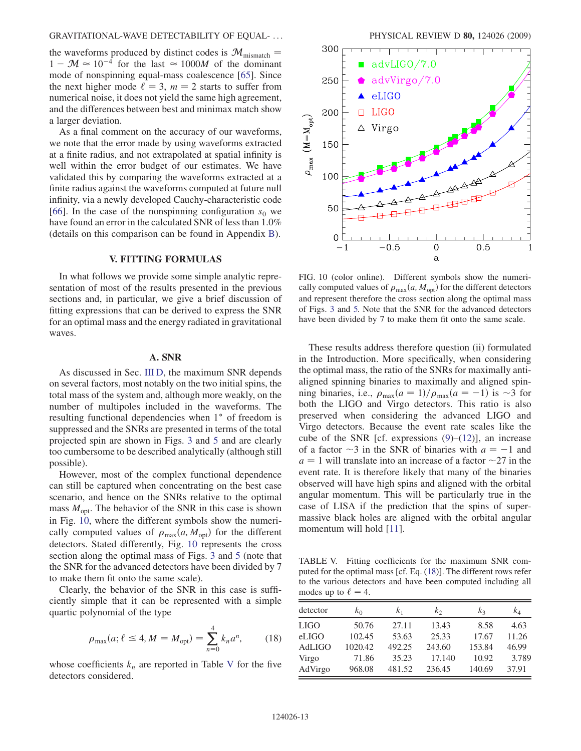the waveforms produced by distinct codes is $\mathcal{M}_{\rm mismatch} = 1 - \mathcal{M} \approx 10^{-4}$ for the last $\approx 1000M$ of the dominant mode of nonspinning equal-mass coalescence [65]. Since the next higher mode $\ell = 3$, $m = 2$ starts to suffer from numerical noise, it does not yield the same high agreement, and the differences between best and minimax match show a larger deviation.

As a final comment on the accuracy of our waveforms, we note that the error made by using waveforms extracted at a finite radius, and not extrapolated at spatial infinity is well within the error budget of our estimates. We have validated this by comparing the waveforms extracted at a finite radius against the waveforms computed at future null infinity, via a newly developed Cauchy-characteristic code [66]. In the case of the nonspinning configuration $s_0$ we have found an error in the calculated SNR of less than 1.0% (details on this comparison can be found in Appendix B).

## V. FITTING FORMULAS

In what follows we provide some simple analytic representation of most of the results presented in the previous sections and, in particular, we give a brief discussion of fitting expressions that can be derived to express the SNR for an optimal mass and the energy radiated in gravitational waves.

### A. SNR

As discussed in Sec. III D, the maximum SNR depends on several factors, most notably on the two initial spins, the total mass of the system and, although more weakly, on the number of multipoles included in the waveforms. The resulting functional dependencies when 1° of freedom is suppressed and the SNRs are presented in terms of the total projected spin are shown in Figs. 3 and 5 and are clearly too cumbersome to be described analytically (although still possible).

However, most of the complex functional dependence can still be captured when concentrating on the best case scenario, and hence on the SNRs relative to the optimal mass $M_{\rm opt}$. The behavior of the SNR in this case is shown in Fig. 10, where the different symbols show the numerically computed values of $\rho_{\rm max}(a, M_{\rm opt})$ for the different detectors. Stated differently, Fig. 10 represents the cross section along the optimal mass of Figs. 3 and 5 (note that the SNR for the advanced detectors have been divided by 7 to make them fit onto the same scale).

Clearly, the behavior of the SNR in this case is sufficiently simple that it can be represented with a simple quartic polynomial of the type

$$\rho_{\rm max}(a; \ell \leq 4, M = M_{\rm opt}) = \sum_{n=0}^{4} k_n a^n, \qquad (18)$$

whose coefficients $k_n$ are reported in Table V for the five detectors considered.

FIG. 10 (color online). Different symbols show the numerically computed values of $\rho_{\rm max}(a, M_{\rm opt})$ for the different detectors and represent therefore the cross section along the optimal mass of Figs. 3 and 5. Note that the SNR for the advanced detectors have been divided by 7 to make them fit onto the same scale.

These results address therefore question (ii) formulated in the Introduction. More specifically, when considering the optimal mass, the ratio of the SNRs for maximally anti-aligned spinning binaries to maximally and aligned spinning binaries, i.e., $\rho_{\rm max}(a = 1)/\rho_{\rm max}(a = -1)$ is $\sim 3$ for both the LIGO and Virgo detectors. This ratio is also preserved when considering the advanced LIGO and Virgo detectors. Because the event rate scales like the cube of the SNR [cf. expressions (9)–(12)], an increase of a factor $\sim 3$ in the SNR of binaries with $a = -1$ and $a = 1$ will translate into an increase of a factor $\sim 27$ in the event rate. It is therefore likely that many of the binaries observed will have high spins and aligned with the orbital angular momentum. This will be particularly true in the case of LISA if the prediction that the spins of supermassive black holes are aligned with the orbital angular momentum will hold [11].

TABLE V. Fitting coefficients for the maximum SNR computed for the optimal mass [cf. Eq. (18)]. The different rows refer to the various detectors and have been computed including all modes up to $\ell = 4$.

| detector | $k_0$ | $k_1$ | $k_2$ | $k_3$ | $k_4$ |
|---|---|---|---|---|---|
| LIGO | 50.76 | 27.11 | 13.43 | 8.58 | 4.63 |
| eLIGO | 102.45 | 53.63 | 25.33 | 17.67 | 11.26 |
| AdLIGO | 1020.42 | 492.25 | 243.60 | 153.84 | 46.99 |
| Virgo | 71.86 | 35.23 | 17.140 | 10.92 | 3.789 |
| AdVirgo | 968.08 | 481.52 | 236.45 | 140.69 | 37.91 |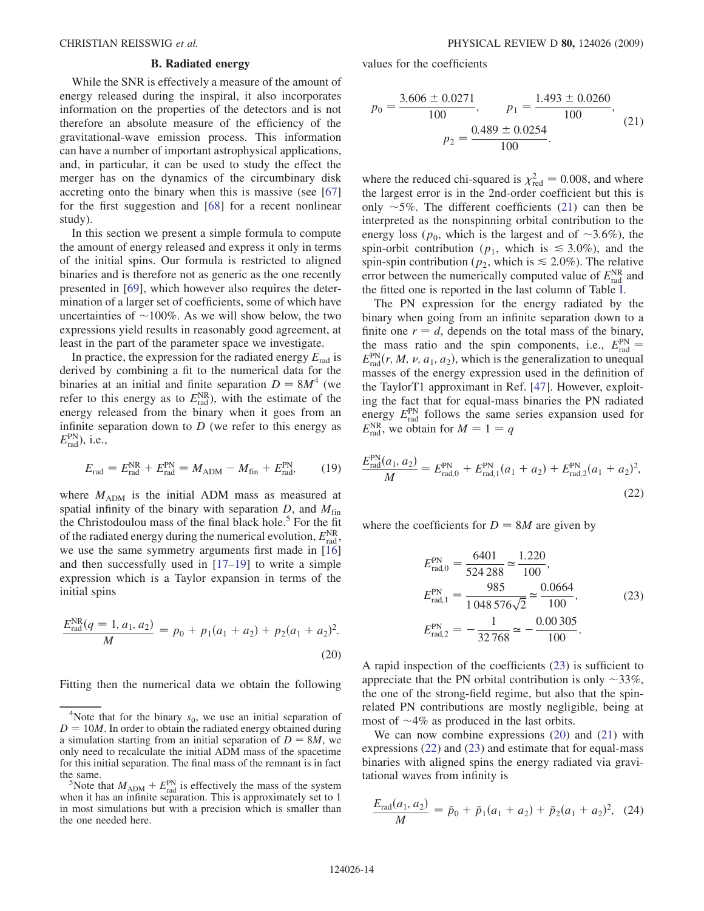### B. Radiated energy

While the SNR is effectively a measure of the amount of energy released during the inspiral, it also incorporates information on the properties of the detectors and is not therefore an absolute measure of the efficiency of the gravitational-wave emission process. This information can have a number of important astrophysical applications, and, in particular, it can be used to study the effect the merger has on the dynamics of the circumbinary disk accreting onto the binary when this is massive (see [67] for the first suggestion and [68] for a recent nonlinear study).

In this section we present a simple formula to compute the amount of energy released and express it only in terms of the initial spins. Our formula is restricted to aligned binaries and is therefore not as generic as the one recently presented in [69], which however also requires the determination of a larger set of coefficients, some of which have uncertainties of $\sim 100\%$. As we will show below, the two expressions yield results in reasonably good agreement, at least in the part of the parameter space we investigate.

In practice, the expression for the radiated energy $E_{\rm rad}$ is derived by combining a fit to the numerical data for the binaries at an initial and finite separation $D = 8M$[4] (we refer to this energy as to $E^{\rm NR}_{\rm rad}$), with the estimate of the energy released from the binary when it goes from an infinite separation down to $D$ (we refer to this energy as $E^{\rm PN}_{\rm rad}$), i.e.,

$$E_{\rm rad} = E^{\rm NR}_{\rm rad} + E^{\rm PN}_{\rm rad} = M_{\rm ADM} - M_{\rm fin} + E^{\rm PN}_{\rm rad}, \tag{19}$$

where $M_{\rm ADM}$ is the initial ADM mass as measured at spatial infinity of the binary with separation $D$, and $M_{\rm fin}$ the Christodoulou mass of the final black hole.[5] For the fit of the radiated energy during the numerical evolution, $E^{\rm NR}_{\rm rad}$, we use the same symmetry arguments first made in [16] and then successfully used in [17–19] to write a simple expression which is a Taylor expansion in terms of the initial spins

$$\frac{E^{\rm NR}_{\rm rad}(q=1, a_1, a_2)}{M} = p_0 + p_1(a_1 + a_2) + p_2(a_1 + a_2)^2. \tag{20}$$

Fitting then the numerical data we obtain the following values for the coefficients

$$p_0 = \frac{3.606 \pm 0.0271}{100}, \qquad p_1 = \frac{1.493 \pm 0.0260}{100}, \qquad p_2 = \frac{0.489 \pm 0.0254}{100}. \tag{21}$$

where the reduced chi-squared is $\chi^2_{\rm red} = 0.008$, and where the largest error is in the 2nd-order coefficient but this is only $\sim 5\%$. The different coefficients (21) can then be interpreted as the nonspinning orbital contribution to the energy loss ($p_0$, which is the largest and of $\sim 3.6\%$), the spin-orbit contribution ($p_1$, which is $\lesssim 3.0\%$), and the spin-spin contribution ($p_2$, which is $\lesssim 2.0\%$). The relative error between the numerically computed value of $E^{\rm NR}_{\rm rad}$ and the fitted one is reported in the last column of Table I.

The PN expression for the energy radiated by the binary when going from an infinite separation down to a finite one $r = d$, depends on the total mass of the binary, the mass ratio and the spin components, i.e., $E^{\rm PN}_{\rm rad} = E^{\rm PN}_{\rm rad}(r, M, \nu, a_1, a_2)$, which is the generalization to unequal masses of the energy expression used in the definition of the TaylorT1 approximant in Ref. [47]. However, exploiting the fact that for equal-mass binaries the PN radiated energy $E^{\rm PN}_{\rm rad}$ follows the same series expansion used for $E^{\rm NR}_{\rm rad}$, we obtain for $M = 1 = q$

$$\frac{E^{\rm PN}_{\rm rad}(a_1, a_2)}{M} = E^{\rm PN}_{\rm rad,0} + E^{\rm PN}_{\rm rad,1}(a_1 + a_2) + E^{\rm PN}_{\rm rad,2}(a_1 + a_2)^2, \tag{22}$$

where the coefficients for $D = 8M$ are given by

$$\begin{aligned} E^{\rm PN}_{\rm rad,0} &= \frac{6401}{524\,288} \simeq \frac{1.220}{100}, \\ E^{\rm PN}_{\rm rad,1} &= \frac{985}{1\,048\,576\sqrt{2}} \simeq \frac{0.0664}{100}, \\ E^{\rm PN}_{\rm rad,2} &= -\frac{1}{32\,768} \simeq -\frac{0.00\,305}{100}. \end{aligned} \tag{23}$$

A rapid inspection of the coefficients (23) is sufficient to appreciate that the PN orbital contribution is only $\sim 33\%$, the one of the strong-field regime, but also that the spin-related PN contributions are mostly negligible, being at most of $\sim 4\%$ as produced in the last orbits.

We can now combine expressions (20) and (21) with expressions (22) and (23) and estimate that for equal-mass binaries with aligned spins the energy radiated via gravitational waves from infinity is

$$\frac{E_{\rm rad}(a_1, a_2)}{M} = \tilde{p}_0 + \tilde{p}_1(a_1 + a_2) + \tilde{p}_2(a_1 + a_2)^2, \tag{24}$$

---

[4] Note that for the binary $s_0$, we use an initial separation of $D = 10M$. In order to obtain the radiated energy obtained during a simulation starting from an initial separation of $D = 8M$, we only need to recalculate the initial ADM mass of the spacetime for this initial separation. The final mass of the remnant is in fact the same.

[5] Note that $M_{\rm ADM} + E^{\rm PN}_{\rm rad}$ is effectively the mass of the system when it has an infinite separation. This is approximately set to 1 in most simulations but with a precision which is smaller than the one needed here.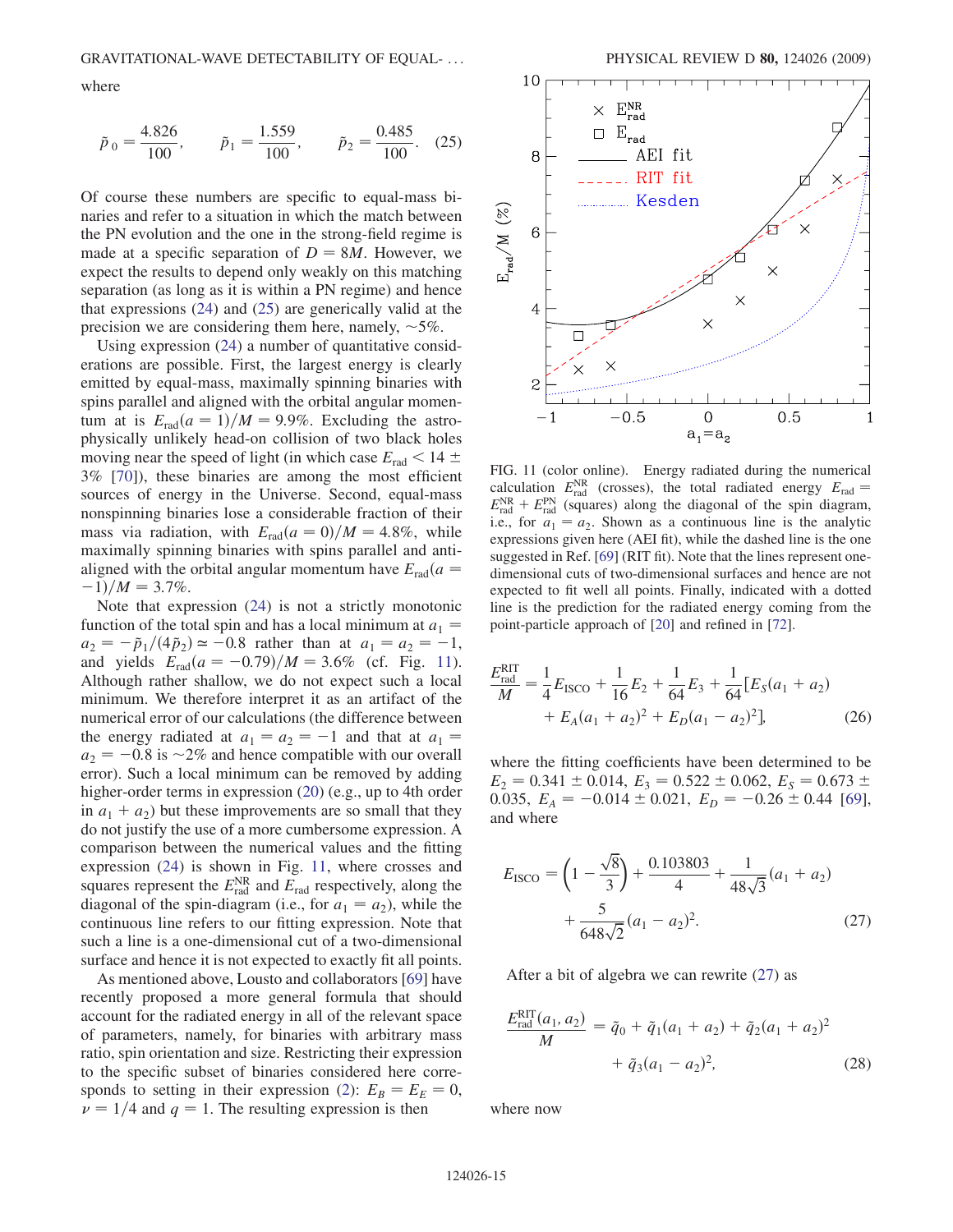where

$$\tilde{p}_0 = \frac{4.826}{100}, \qquad \tilde{p}_1 = \frac{1.559}{100}, \qquad \tilde{p}_2 = \frac{0.485}{100}. \quad (25)$$

Of course these numbers are specific to equal-mass binaries and refer to a situation in which the match between the PN evolution and the one in the strong-field regime is made at a specific separation of $D = 8M$. However, we expect the results to depend only weakly on this matching separation (as long as it is within a PN regime) and hence that expressions (24) and (25) are generically valid at the precision we are considering them here, namely, $\sim 5\%$.

Using expression (24) a number of quantitative considerations are possible. First, the largest energy is clearly emitted by equal-mass, maximally spinning binaries with spins parallel and aligned with the orbital angular momentum at is $E_{\rm rad}(a = 1)/M = 9.9\%$. Excluding the astrophysically unlikely head-on collision of two black holes moving near the speed of light (in which case $E_{\rm rad} < 14 \pm 3\%$ [70]), these binaries are among the most efficient sources of energy in the Universe. Second, equal-mass nonspinning binaries lose a considerable fraction of their mass via radiation, with $E_{\rm rad}(a = 0)/M = 4.8\%$, while maximally spinning binaries with spins parallel and anti-aligned with the orbital angular momentum have $E_{\rm rad}(a = -1)/M = 3.7\%$.

Note that expression (24) is not a strictly monotonic function of the total spin and has a local minimum at $a_1 = a_2 = -\tilde{p}_1/(4\tilde{p}_2) \simeq -0.8$ rather than at $a_1 = a_2 = -1$, and yields $E_{\rm rad}(a = -0.79)/M = 3.6\%$ (cf. Fig. 11). Although rather shallow, we do not expect such a local minimum. We therefore interpret it as an artifact of the numerical error of our calculations (the difference between the energy radiated at $a_1 = a_2 = -1$ and that at $a_1 = a_2 = -0.8$ is $\sim 2\%$ and hence compatible with our overall error). Such a local minimum can be removed by adding higher-order terms in expression (20) (e.g., up to 4th order in $a_1 + a_2$) but these improvements are so small that they do not justify the use of a more cumbersome expression. A comparison between the numerical values and the fitting expression (24) is shown in Fig. 11, where crosses and squares represent the $E^{\rm NR}_{\rm rad}$ and $E_{\rm rad}$ respectively, along the diagonal of the spin-diagram (i.e., for $a_1 = a_2$), while the continuous line refers to our fitting expression. Note that such a line is a one-dimensional cut of a two-dimensional surface and hence it is not expected to exactly fit all points.

As mentioned above, Lousto and collaborators [69] have recently proposed a more general formula that should account for the radiated energy in all of the relevant space of parameters, namely, for binaries with arbitrary mass ratio, spin orientation and size. Restricting their expression to the specific subset of binaries considered here corresponds to setting in their expression (2): $E_B = E_E = 0$, $\nu = 1/4$ and $q = 1$. The resulting expression is then

FIG. 11 (color online). Energy radiated during the numerical calculation $E^{\rm NR}_{\rm rad}$ (crosses), the total radiated energy $E_{\rm rad} = E^{\rm NR}_{\rm rad} + E^{\rm PN}_{\rm rad}$ (squares) along the diagonal of the spin diagram, i.e., for $a_1 = a_2$. Shown as a continuous line is the analytic expressions given here (AEI fit), while the dashed line is the one suggested in Ref. [69] (RIT fit). Note that the lines represent one-dimensional cuts of two-dimensional surfaces and hence are not expected to fit well all points. Finally, indicated with a dotted line is the prediction for the radiated energy coming from the point-particle approach of [20] and refined in [72].

$$\frac{E^{\rm RIT}_{\rm rad}}{M} = \frac{1}{4}E_{\rm ISCO} + \frac{1}{16}E_2 + \frac{1}{64}E_3 + \frac{1}{64}[E_S(a_1 + a_2) + E_A(a_1 + a_2)^2 + E_D(a_1 - a_2)^2], \quad (26)$$

where the fitting coefficients have been determined to be $E_2 = 0.341 \pm 0.014$, $E_3 = 0.522 \pm 0.062$, $E_S = 0.673 \pm 0.035$, $E_A = -0.014 \pm 0.021$, $E_D = -0.26 \pm 0.44$ [69], and where

$$E_{\rm ISCO} = \left(1 - \frac{\sqrt{8}}{3}\right) + \frac{0.103803}{4} + \frac{1}{48\sqrt{3}}(a_1 + a_2) + \frac{5}{648\sqrt{2}}(a_1 - a_2)^2. \quad (27)$$

After a bit of algebra we can rewrite (27) as

$$\frac{E^{\rm RIT}_{\rm rad}(a_1, a_2)}{M} = \tilde{q}_0 + \tilde{q}_1(a_1 + a_2) + \tilde{q}_2(a_1 + a_2)^2 + \tilde{q}_3(a_1 - a_2)^2, \quad (28)$$

where now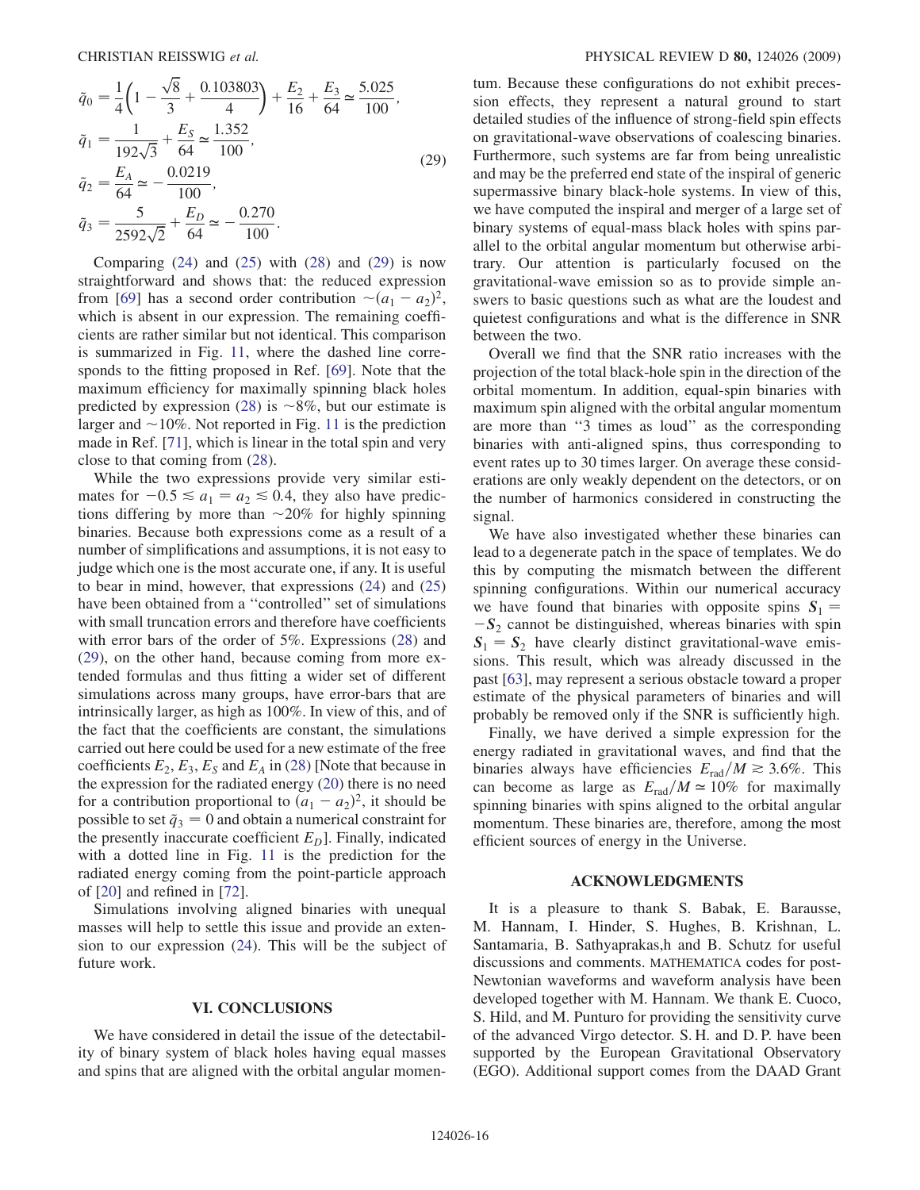$$
\begin{aligned}
\tilde{q}_0 &= \frac{1}{4}\left(1 - \frac{\sqrt{8}}{3} + \frac{0.103803}{4}\right) + \frac{E_2}{16} + \frac{E_3}{64} \simeq \frac{5.025}{100}, \\
\tilde{q}_1 &= \frac{1}{192\sqrt{3}} + \frac{E_S}{64} \simeq \frac{1.352}{100}, \\
\tilde{q}_2 &= \frac{E_A}{64} \simeq -\frac{0.0219}{100}, \\
\tilde{q}_3 &= \frac{5}{2592\sqrt{2}} + \frac{E_D}{64} \simeq -\frac{0.270}{100}.
\end{aligned}
\tag{29}
$$

Comparing (24) and (25) with (28) and (29) is now straightforward and shows that: the reduced expression from [69] has a second order contribution $\sim(a_1 - a_2)^2$, which is absent in our expression. The remaining coefficients are rather similar but not identical. This comparison is summarized in Fig. 11, where the dashed line corresponds to the fitting proposed in Ref. [69]. Note that the maximum efficiency for maximally spinning black holes predicted by expression (28) is $\sim 8\%$, but our estimate is larger and $\sim 10\%$. Not reported in Fig. 11 is the prediction made in Ref. [71], which is linear in the total spin and very close to that coming from (28).

While the two expressions provide very similar estimates for $-0.5 \lesssim a_1 = a_2 \lesssim 0.4$, they also have predictions differing by more than $\sim 20\%$ for highly spinning binaries. Because both expressions come as a result of a number of simplifications and assumptions, it is not easy to judge which one is the most accurate one, if any. It is useful to bear in mind, however, that expressions (24) and (25) have been obtained from a "controlled" set of simulations with small truncation errors and therefore have coefficients with error bars of the order of 5%. Expressions (28) and (29), on the other hand, because coming from more extended formulas and thus fitting a wider set of different simulations across many groups, have error-bars that are intrinsically larger, as high as 100%. In view of this, and of the fact that the coefficients are constant, the simulations carried out here could be used for a new estimate of the free coefficients $E_2, E_3, E_S$ and $E_A$ in (28) [Note that because in the expression for the radiated energy (20) there is no need for a contribution proportional to $(a_1 - a_2)^2$, it should be possible to set $\tilde{q}_3 = 0$ and obtain a numerical constraint for the presently inaccurate coefficient $E_D$]. Finally, indicated with a dotted line in Fig. 11 is the prediction for the radiated energy coming from the point-particle approach of [20] and refined in [72].

Simulations involving aligned binaries with unequal masses will help to settle this issue and provide an extension to our expression (24). This will be the subject of future work.

## VI. CONCLUSIONS

We have considered in detail the issue of the detectability of binary system of black holes having equal masses and spins that are aligned with the orbital angular momentum. Because these configurations do not exhibit precession effects, they represent a natural ground to start detailed studies of the influence of strong-field spin effects on gravitational-wave observations of coalescing binaries. Furthermore, such systems are far from being unrealistic and may be the preferred end state of the inspiral of generic supermassive binary black-hole systems. In view of this, we have computed the inspiral and merger of a large set of binary systems of equal-mass black holes with spins parallel to the orbital angular momentum but otherwise arbitrary. Our attention is particularly focused on the gravitational-wave emission so as to provide simple answers to basic questions such as what are the loudest and quietest configurations and what is the difference in SNR between the two.

Overall we find that the SNR ratio increases with the projection of the total black-hole spin in the direction of the orbital momentum. In addition, equal-spin binaries with maximum spin aligned with the orbital angular momentum are more than "3 times as loud" as the corresponding binaries with anti-aligned spins, thus corresponding to event rates up to 30 times larger. On average these considerations are only weakly dependent on the detectors, or on the number of harmonics considered in constructing the signal.

We have also investigated whether these binaries can lead to a degenerate patch in the space of templates. We do this by computing the mismatch between the different spinning configurations. Within our numerical accuracy we have found that binaries with opposite spins $\boldsymbol{S}_1 = -\boldsymbol{S}_2$ cannot be distinguished, whereas binaries with spin $\boldsymbol{S}_1 = \boldsymbol{S}_2$ have clearly distinct gravitational-wave emissions. This result, which was already discussed in the past [63], may represent a serious obstacle toward a proper estimate of the physical parameters of binaries and will probably be removed only if the SNR is sufficiently high.

Finally, we have derived a simple expression for the energy radiated in gravitational waves, and find that the binaries always have efficiencies $E_{\rm rad}/M \gtrsim 3.6\%$. This can become as large as $E_{\rm rad}/M \simeq 10\%$ for maximally spinning binaries with spins aligned to the orbital angular momentum. These binaries are, therefore, among the most efficient sources of energy in the Universe.

## ACKNOWLEDGMENTS

It is a pleasure to thank S. Babak, E. Barausse, M. Hannam, I. Hinder, S. Hughes, B. Krishnan, L. Santamaria, B. Sathyaprakas,h and B. Schutz for useful discussions and comments. MATHEMATICA codes for post-Newtonian waveforms and waveform analysis have been developed together with M. Hannam. We thank E. Cuoco, S. Hild, and M. Punturo for providing the sensitivity curve of the advanced Virgo detector. S. H. and D. P. have been supported by the European Gravitational Observatory (EGO). Additional support comes from the DAAD Grant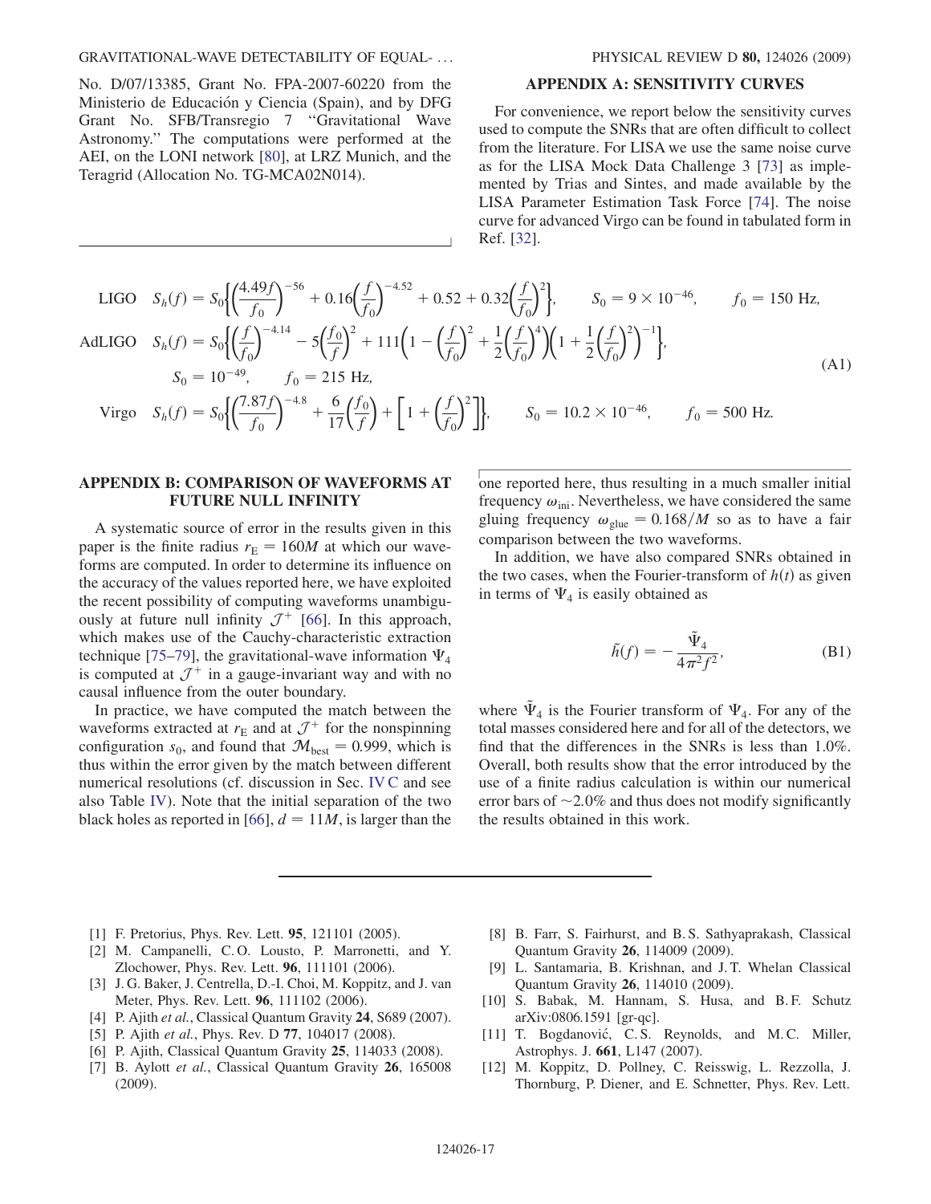No. D/07/13385, Grant No. FPA-2007-60220 from the Ministerio de Educación y Ciencia (Spain), and by DFG Grant No. SFB/Transregio 7 "Gravitational Wave Astronomy." The computations were performed at the AEI, on the LONI network [80], at LRZ Munich, and the Teragrid (Allocation No. TG-MCA02N014).

## APPENDIX A: SENSITIVITY CURVES

For convenience, we report below the sensitivity curves used to compute the SNRs that are often difficult to collect from the literature. For LISA we use the same noise curve as for the LISA Mock Data Challenge 3 [73] as implemented by Trias and Sintes, and made available by the LISA Parameter Estimation Task Force [74]. The noise curve for advanced Virgo can be found in tabulated form in Ref. [32].

$$
\begin{aligned}
&\text{LIGO} \quad S_h(f) = S_0\left\{\left(\frac{4.49f}{f_0}\right)^{-56} + 0.16\left(\frac{f}{f_0}\right)^{-4.52} + 0.52 + 0.32\left(\frac{f}{f_0}\right)^2\right\}, \qquad S_0 = 9\times 10^{-46}, \qquad f_0 = 150\ \text{Hz},\\
&\text{AdLIGO} \quad S_h(f) = S_0\left\{\left(\frac{f}{f_0}\right)^{-4.14} - 5\left(\frac{f_0}{f}\right)^2 + 111\left(1 - \left(\frac{f}{f_0}\right)^2 + \frac{1}{2}\left(\frac{f}{f_0}\right)^4\right)\left(1 + \frac{1}{2}\left(\frac{f}{f_0}\right)^2\right)^{-1}\right\},\\
&\qquad S_0 = 10^{-49}, \qquad f_0 = 215\ \text{Hz},\\
&\text{Virgo} \quad S_h(f) = S_0\left\{\left(\frac{7.87f}{f_0}\right)^{-4.8} + \frac{6}{17}\left(\frac{f_0}{f}\right) + \left[1 + \left(\frac{f}{f_0}\right)^2\right]\right\}, \qquad S_0 = 10.2\times 10^{-46}, \qquad f_0 = 500\ \text{Hz}.
\end{aligned}
\tag{A1}
$$

## APPENDIX B: COMPARISON OF WAVEFORMS AT FUTURE NULL INFINITY

A systematic source of error in the results given in this paper is the finite radius $r_{\rm E} = 160M$ at which our waveforms are computed. In order to determine its influence on the accuracy of the values reported here, we have exploited the recent possibility of computing waveforms unambiguously at future null infinity $\mathcal{J}^+$ [66]. In this approach, which makes use of the Cauchy-characteristic extraction technique [75–79], the gravitational-wave information $\Psi_4$ is computed at $\mathcal{J}^+$ in a gauge-invariant way and with no causal influence from the outer boundary.

In practice, we have computed the match between the waveforms extracted at $r_{\rm E}$ and at $\mathcal{J}^+$ for the nonspinning configuration $s_0$, and found that $\mathcal{M}_{\rm best} = 0.999$, which is thus within the error given by the match between different numerical resolutions (cf. discussion in Sec. IV C and see also Table IV). Note that the initial separation of the two black holes as reported in [66], $d = 11M$, is larger than the one reported here, thus resulting in a much smaller initial frequency $\omega_{\rm ini}$. Nevertheless, we have considered the same gluing frequency $\omega_{\rm glue} = 0.168/M$ so as to have a fair comparison between the two waveforms.

In addition, we have also compared SNRs obtained in the two cases, when the Fourier-transform of $h(t)$ as given in terms of $\Psi_4$ is easily obtained as

$$
\tilde{h}(f) = -\frac{\tilde{\Psi}_4}{4\pi^2 f^2}, \tag{B1}
$$

where $\tilde{\Psi}_4$ is the Fourier transform of $\Psi_4$. For any of the total masses considered here and for all of the detectors, we find that the differences in the SNRs is less than 1.0%. Overall, both results show that the error introduced by the use of a finite radius calculation is within our numerical error bars of $\sim$2.0% and thus does not modify significantly the results obtained in this work.

---

[1] F. Pretorius, Phys. Rev. Lett. **95**, 121101 (2005).
[2] M. Campanelli, C. O. Lousto, P. Marronetti, and Y. Zlochower, Phys. Rev. Lett. **96**, 111101 (2006).
[3] J. G. Baker, J. Centrella, D.-I. Choi, M. Koppitz, and J. van Meter, Phys. Rev. Lett. **96**, 111102 (2006).
[4] P. Ajith *et al.*, Classical Quantum Gravity **24**, S689 (2007).
[5] P. Ajith *et al.*, Phys. Rev. D **77**, 104017 (2008).
[6] P. Ajith, Classical Quantum Gravity **25**, 114033 (2008).
[7] B. Aylott *et al.*, Classical Quantum Gravity **26**, 165008 (2009).
[8] B. Farr, S. Fairhurst, and B. S. Sathyaprakash, Classical Quantum Gravity **26**, 114009 (2009).
[9] L. Santamaria, B. Krishnan, and J. T. Whelan Classical Quantum Gravity **26**, 114010 (2009).
[10] S. Babak, M. Hannam, S. Husa, and B. F. Schutz arXiv:0806.1591 [gr-qc].
[11] T. Bogdanović, C. S. Reynolds, and M. C. Miller, Astrophys. J. **661**, L147 (2007).
[12] M. Koppitz, D. Pollney, C. Reisswig, L. Rezzolla, J. Thornburg, P. Diener, and E. Schnetter, Phys. Rev. Lett.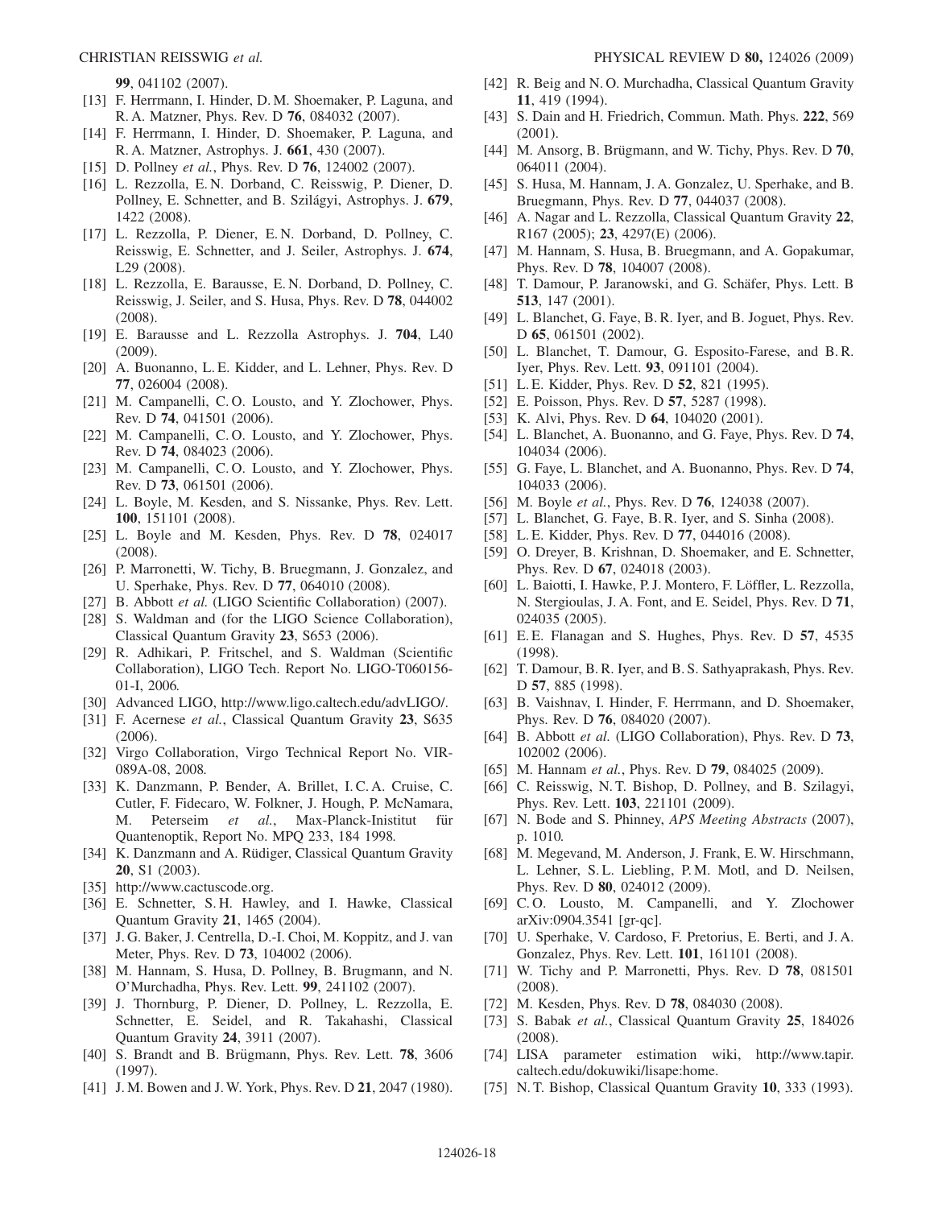99, 041102 (2007).

[13] F. Herrmann, I. Hinder, D. M. Shoemaker, P. Laguna, and R. A. Matzner, Phys. Rev. D **76**, 084032 (2007).

[14] F. Herrmann, I. Hinder, D. Shoemaker, P. Laguna, and R. A. Matzner, Astrophys. J. **661**, 430 (2007).

[15] D. Pollney *et al.*, Phys. Rev. D **76**, 124002 (2007).

[16] L. Rezzolla, E. N. Dorband, C. Reisswig, P. Diener, D. Pollney, E. Schnetter, and B. Szilágyi, Astrophys. J. **679**, 1422 (2008).

[17] L. Rezzolla, P. Diener, E. N. Dorband, D. Pollney, C. Reisswig, E. Schnetter, and J. Seiler, Astrophys. J. **674**, L29 (2008).

[18] L. Rezzolla, E. Barausse, E. N. Dorband, D. Pollney, C. Reisswig, J. Seiler, and S. Husa, Phys. Rev. D **78**, 044002 (2008).

[19] E. Barausse and L. Rezzolla Astrophys. J. **704**, L40 (2009).

[20] A. Buonanno, L. E. Kidder, and L. Lehner, Phys. Rev. D **77**, 026004 (2008).

[21] M. Campanelli, C. O. Lousto, and Y. Zlochower, Phys. Rev. D **74**, 041501 (2006).

[22] M. Campanelli, C. O. Lousto, and Y. Zlochower, Phys. Rev. D **74**, 084023 (2006).

[23] M. Campanelli, C. O. Lousto, and Y. Zlochower, Phys. Rev. D **73**, 061501 (2006).

[24] L. Boyle, M. Kesden, and S. Nissanke, Phys. Rev. Lett. **100**, 151101 (2008).

[25] L. Boyle and M. Kesden, Phys. Rev. D **78**, 024017 (2008).

[26] P. Marronetti, W. Tichy, B. Bruegmann, J. Gonzalez, and U. Sperhake, Phys. Rev. D **77**, 064010 (2008).

[27] B. Abbott *et al.* (LIGO Scientific Collaboration) (2007).

[28] S. Waldman and (for the LIGO Science Collaboration), Classical Quantum Gravity **23**, S653 (2006).

[29] R. Adhikari, P. Fritschel, and S. Waldman (Scientific Collaboration), LIGO Tech. Report No. LIGO-T060156-01-I, 2006.

[30] Advanced LIGO, http://www.ligo.caltech.edu/advLIGO/.

[31] F. Acernese *et al.*, Classical Quantum Gravity **23**, S635 (2006).

[32] Virgo Collaboration, Virgo Technical Report No. VIR-089A-08, 2008.

[33] K. Danzmann, P. Bender, A. Brillet, I. C. A. Cruise, C. Cutler, F. Fidecaro, W. Folkner, J. Hough, P. McNamara, M. Peterseim *et al.*, Max-Planck-Inisitut für Quantenoptik, Report No. MPQ 233, 184 1998.

[34] K. Danzmann and A. Rüdiger, Classical Quantum Gravity **20**, S1 (2003).

[35] http://www.cactuscode.org.

[36] E. Schnetter, S. H. Hawley, and I. Hawke, Classical Quantum Gravity **21**, 1465 (2004).

[37] J. G. Baker, J. Centrella, D.-I. Choi, M. Koppitz, and J. van Meter, Phys. Rev. D **73**, 104002 (2006).

[38] M. Hannam, S. Husa, D. Pollney, B. Brugmann, and N. O'Murchadha, Phys. Rev. Lett. **99**, 241102 (2007).

[39] J. Thornburg, P. Diener, D. Pollney, L. Rezzolla, E. Schnetter, E. Seidel, and R. Takahashi, Classical Quantum Gravity **24**, 3911 (2007).

[40] S. Brandt and B. Brügmann, Phys. Rev. Lett. **78**, 3606 (1997).

[41] J. M. Bowen and J. W. York, Phys. Rev. D **21**, 2047 (1980).

[42] R. Beig and N. O. Murchadha, Classical Quantum Gravity **11**, 419 (1994).

[43] S. Dain and H. Friedrich, Commun. Math. Phys. **222**, 569 (2001).

[44] M. Ansorg, B. Brügmann, and W. Tichy, Phys. Rev. D **70**, 064011 (2004).

[45] S. Husa, M. Hannam, J. A. Gonzalez, U. Sperhake, and B. Bruegmann, Phys. Rev. D **77**, 044037 (2008).

[46] A. Nagar and L. Rezzolla, Classical Quantum Gravity **22**, R167 (2005); **23**, 4297(E) (2006).

[47] M. Hannam, S. Husa, B. Bruegmann, and A. Gopakumar, Phys. Rev. D **78**, 104007 (2008).

[48] T. Damour, P. Jaranowski, and G. Schäfer, Phys. Lett. B **513**, 147 (2001).

[49] L. Blanchet, G. Faye, B. R. Iyer, and B. Joguet, Phys. Rev. D **65**, 061501 (2002).

[50] L. Blanchet, T. Damour, G. Esposito-Farese, and B. R. Iyer, Phys. Rev. Lett. **93**, 091101 (2004).

[51] L. E. Kidder, Phys. Rev. D **52**, 821 (1995).

[52] E. Poisson, Phys. Rev. D **57**, 5287 (1998).

[53] K. Alvi, Phys. Rev. D **64**, 104020 (2001).

[54] L. Blanchet, A. Buonanno, and G. Faye, Phys. Rev. D **74**, 104034 (2006).

[55] G. Faye, L. Blanchet, and A. Buonanno, Phys. Rev. D **74**, 104033 (2006).

[56] M. Boyle *et al.*, Phys. Rev. D **76**, 124038 (2007).

[57] L. Blanchet, G. Faye, B. R. Iyer, and S. Sinha (2008).

[58] L. E. Kidder, Phys. Rev. D **77**, 044016 (2008).

[59] O. Dreyer, B. Krishnan, D. Shoemaker, and E. Schnetter, Phys. Rev. D **67**, 024018 (2003).

[60] L. Baiotti, I. Hawke, P. J. Montero, F. Löffler, L. Rezzolla, N. Stergioulas, J. A. Font, and E. Seidel, Phys. Rev. D **71**, 024035 (2005).

[61] E. E. Flanagan and S. Hughes, Phys. Rev. D **57**, 4535 (1998).

[62] T. Damour, B. R. Iyer, and B. S. Sathyaprakash, Phys. Rev. D **57**, 885 (1998).

[63] B. Vaishnav, I. Hinder, F. Herrmann, and D. Shoemaker, Phys. Rev. D **76**, 084020 (2007).

[64] B. Abbott *et al.* (LIGO Collaboration), Phys. Rev. D **73**, 102002 (2006).

[65] M. Hannam *et al.*, Phys. Rev. D **79**, 084025 (2009).

[66] C. Reisswig, N. T. Bishop, D. Pollney, and B. Szilagyi, Phys. Rev. Lett. **103**, 221101 (2009).

[67] N. Bode and S. Phinney, *APS Meeting Abstracts* (2007), p. 1010.

[68] M. Megevand, M. Anderson, J. Frank, E. W. Hirschmann, L. Lehner, S. L. Liebling, P. M. Motl, and D. Neilsen, Phys. Rev. D **80**, 024012 (2009).

[69] C. O. Lousto, M. Campanelli, and Y. Zlochower arXiv:0904.3541 [gr-qc].

[70] U. Sperhake, V. Cardoso, F. Pretorius, E. Berti, and J. A. Gonzalez, Phys. Rev. Lett. **101**, 161101 (2008).

[71] W. Tichy and P. Marronetti, Phys. Rev. D **78**, 081501 (2008).

[72] M. Kesden, Phys. Rev. D **78**, 084030 (2008).

[73] S. Babak *et al.*, Classical Quantum Gravity **25**, 184026 (2008).

[74] LISA parameter estimation wiki, http://www.tapir.caltech.edu/dokuwiki/lisape:home.

[75] N. T. Bishop, Classical Quantum Gravity **10**, 333 (1993).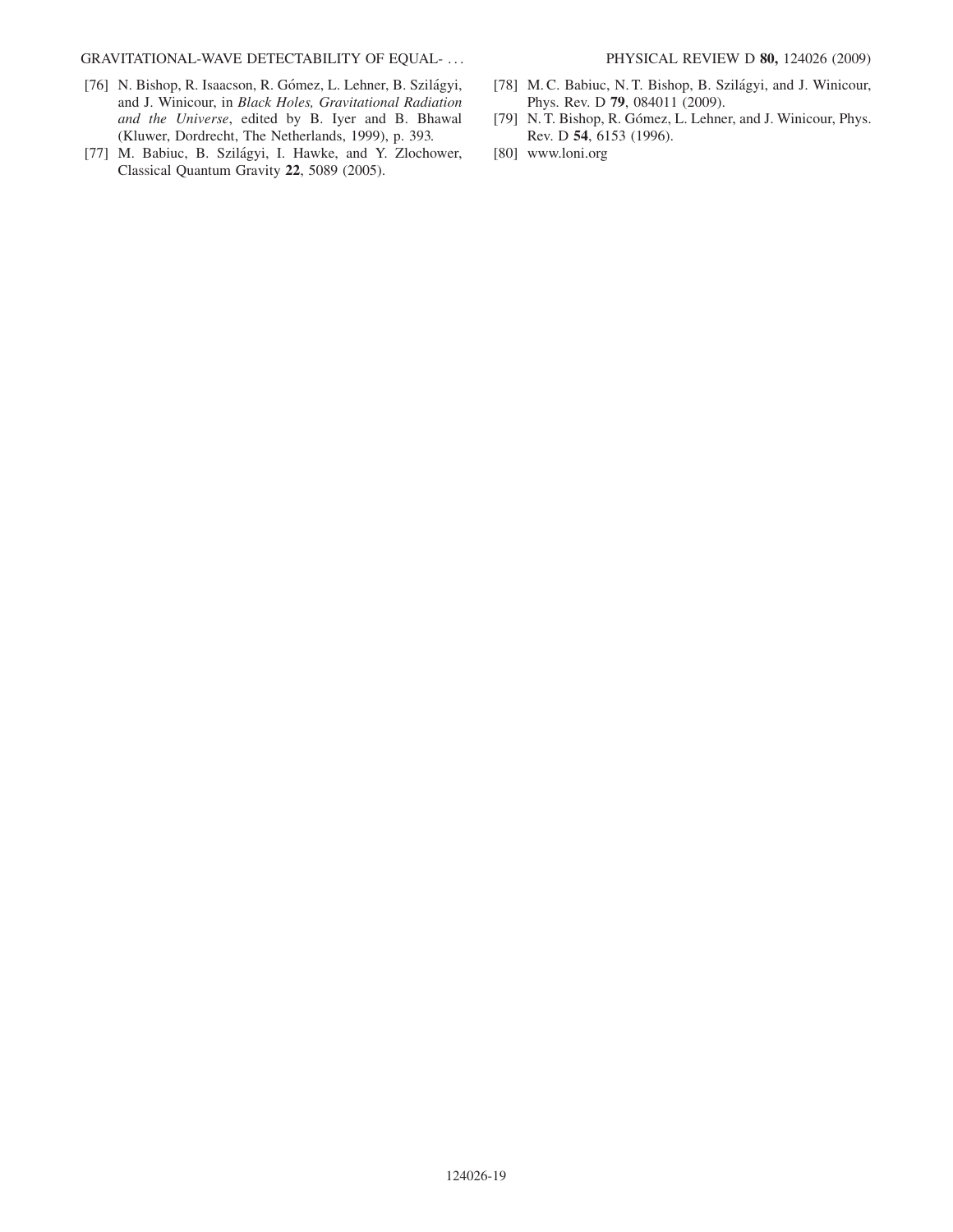[76] N. Bishop, R. Isaacson, R. Gómez, L. Lehner, B. Szilágyi, and J. Winicour, in *Black Holes, Gravitational Radiation and the Universe*, edited by B. Iyer and B. Bhawal (Kluwer, Dordrecht, The Netherlands, 1999), p. 393.

[77] M. Babiuc, B. Szilágyi, I. Hawke, and Y. Zlochower, Classical Quantum Gravity **22**, 5089 (2005).

[78] M. C. Babiuc, N. T. Bishop, B. Szilágyi, and J. Winicour, Phys. Rev. D **79**, 084011 (2009).

[79] N. T. Bishop, R. Gómez, L. Lehner, and J. Winicour, Phys. Rev. D **54**, 6153 (1996).

[80] www.loni.org